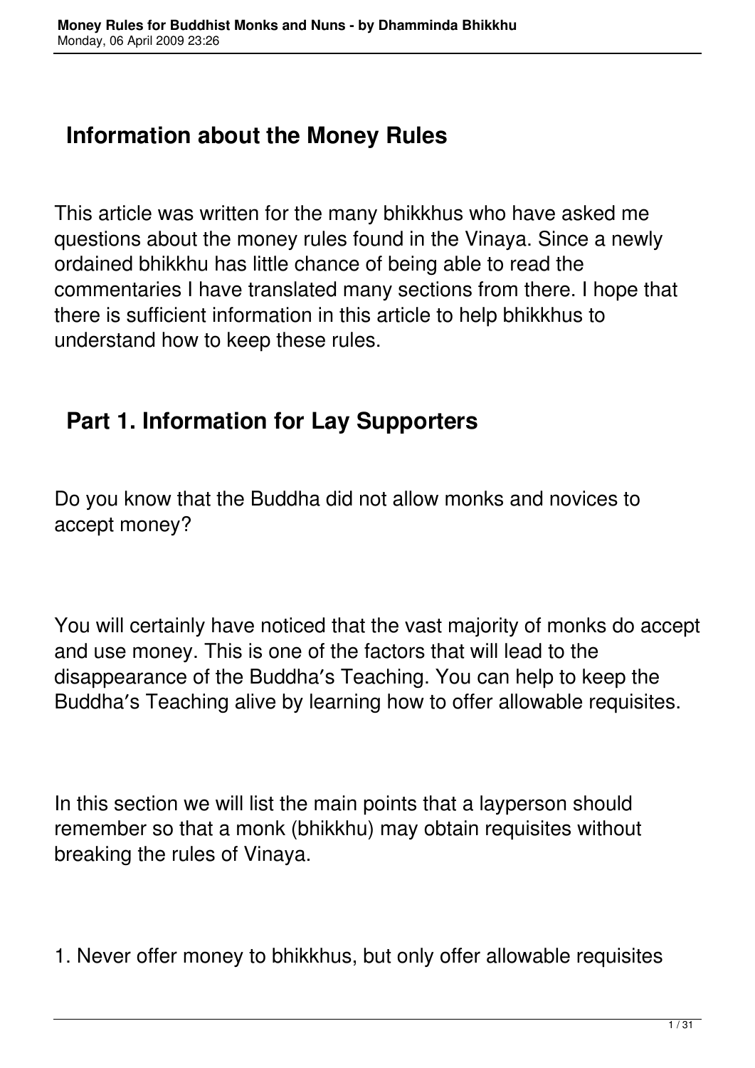## Information about the Money Rules

This article was written for the many bhikkhus who have asked me questions about the money rules found in the Vinaya. Since a newly ordained bhikkhu has little chance of being able to read the commentaries I have translated many sections from there. I hope that there is sufficient information in this article to help bhikkhus to understand how to keep these rules.

## Part 1. Information for Lay Supporters

Do you know that the Buddha did not allow monks and novices to accept money?

You will certainly have noticed that the vast majority of monks do accept and use money. This is one of the factors that will lead to the disappearance of the Buddha’s Teaching. You can help to keep the Buddha’s Teaching alive by learning how to offer allowable requisites.

In this section we will list the main points that a layperson should remember so that a monk (bhikkhu) may obtain requisites without breaking the rules of Vinaya.

1. Never offer money to bhikkhus, but only offer allowable requisites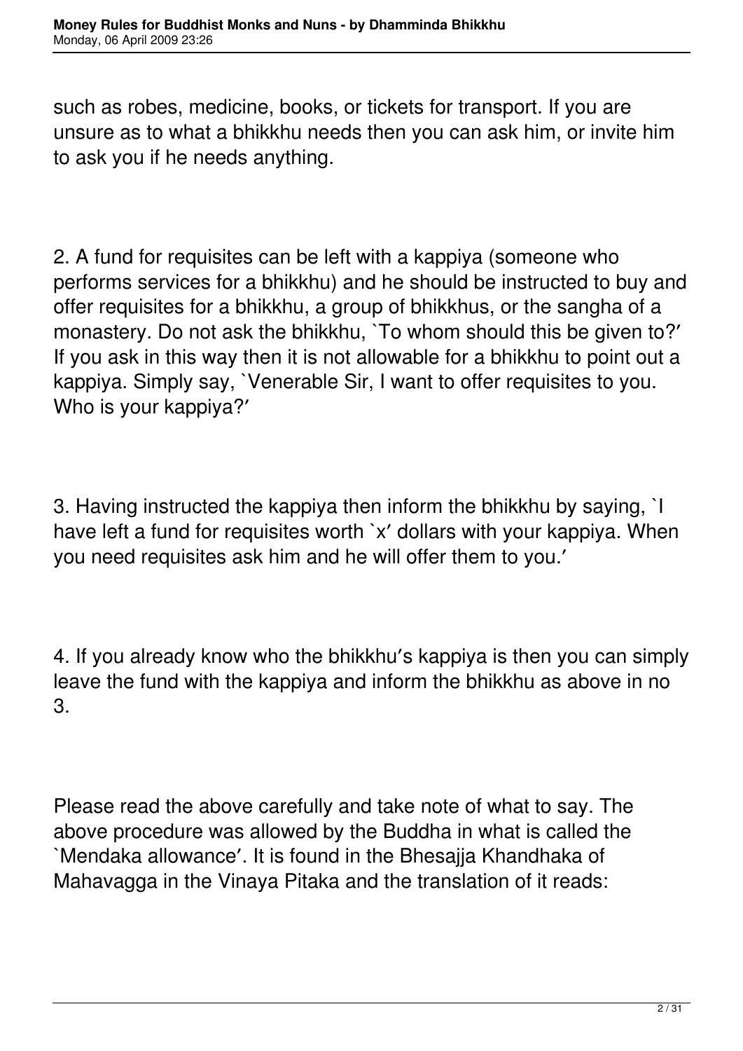such as robes, medicine, books, or tickets for transport. If you are unsure as to what a bhikkhu needs then you can ask him, or invite him to ask you if he needs anything.

2. A fund for requisites can be left with a kappiya (someone who performs services for a bhikkhu) and he should be instructed to buy and offer requisites for a bhikkhu, a group of bhikkhus, or the sangha of a monastery. Do not ask the bhikkhu, `To whom should this be given to?′ If you ask in this way then it is not allowable for a bhikkhu to point out a kappiya. Simply say, `Venerable Sir, I want to offer requisites to you. Who is your kappiya?′

3. Having instructed the kappiya then inform the bhikkhu by saying, `I have left a fund for requisites worth `x′ dollars with your kappiya. When you need requisites ask him and he will offer them to you.′

4. If you already know who the bhikkhu′s kappiya is then you can simply leave the fund with the kappiya and inform the bhikkhu as above in no 3.

Please read the above carefully and take note of what to say. The above procedure was allowed by the Buddha in what is called the `Mendaka allowance′. It is found in the Bhesajja Khandhaka of Mahavagga in the Vinaya Pitaka and the translation of it reads: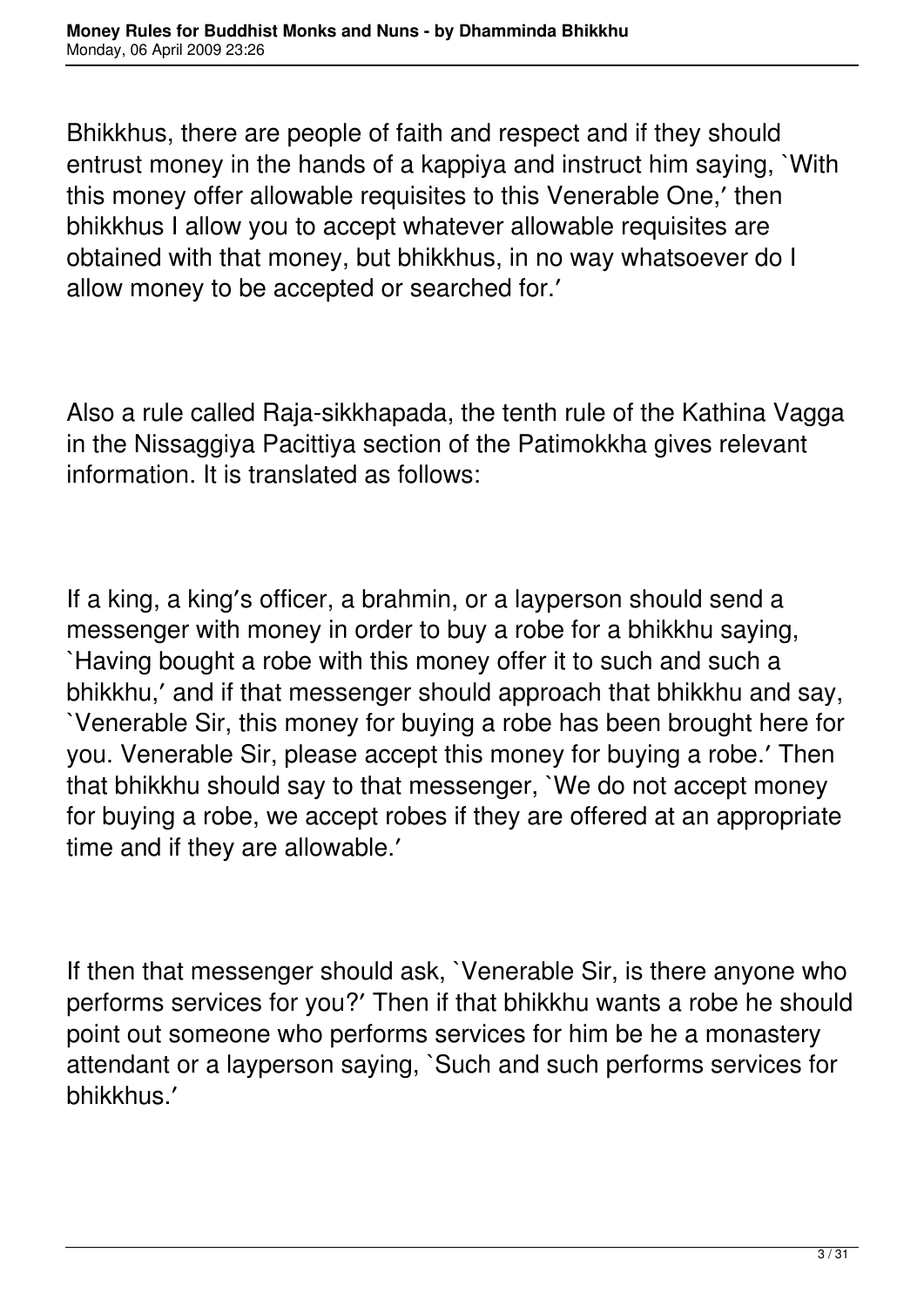Bhikkhus, there are people of faith and respect and if they should entrust money in the hands of a kappiya and instruct him saying, `With this money offer allowable requisites to this Venerable One,′ then bhikkhus I allow you to accept whatever allowable requisites are obtained with that money, but bhikkhus, in no way whatsoever do I allow money to be accepted or searched for.′

Also a rule called Raja-sikkhapada, the tenth rule of the Kathina Vagga in the Nissaggiya Pacittiya section of the Patimokkha gives relevant information. It is translated as follows:

If a king, a king′s officer, a brahmin, or a layperson should send a messenger with money in order to buy a robe for a bhikkhu saying, `Having bought a robe with this money offer it to such and such a bhikkhu,′ and if that messenger should approach that bhikkhu and say, `Venerable Sir, this money for buying a robe has been brought here for you. Venerable Sir, please accept this money for buying a robe.′ Then that bhikkhu should say to that messenger, `We do not accept money for buying a robe, we accept robes if they are offered at an appropriate time and if they are allowable.′

If then that messenger should ask, `Venerable Sir, is there anyone who performs services for you?′ Then if that bhikkhu wants a robe he should point out someone who performs services for him be he a monastery attendant or a layperson saying, `Such and such performs services for bhikkhus.′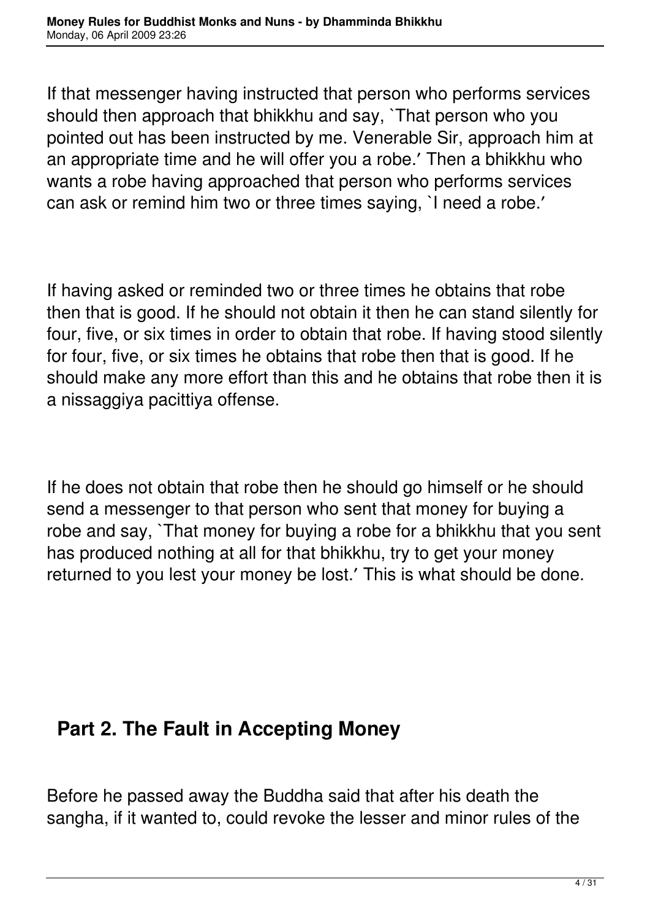If that messenger having instructed that person who performs services should then approach that bhikkhu and say, `That person who you pointed out has been instructed by me. Venerable Sir, approach him at an appropriate time and he will offer you a robe.′ Then a bhikkhu who wants a robe having approached that person who performs services can ask or remind him two or three times saying, `I need a robe.′

If having asked or reminded two or three times he obtains that robe then that is good. If he should not obtain it then he can stand silently for four, five, or six times in order to obtain that robe. If having stood silently for four, five, or six times he obtains that robe then that is good. If he should make any more effort than this and he obtains that robe then it is a nissaggiya pacittiya offense.

If he does not obtain that robe then he should go himself or he should send a messenger to that person who sent that money for buying a robe and say, `That money for buying a robe for a bhikkhu that you sent has produced nothing at all for that bhikkhu, try to get your money returned to you lest your money be lost.′ This is what should be done.

## Part 2. The Fault in Accepting Money

Before he passed away the Buddha said that after his death the sangha, if it wanted to, could revoke the lesser and minor rules of the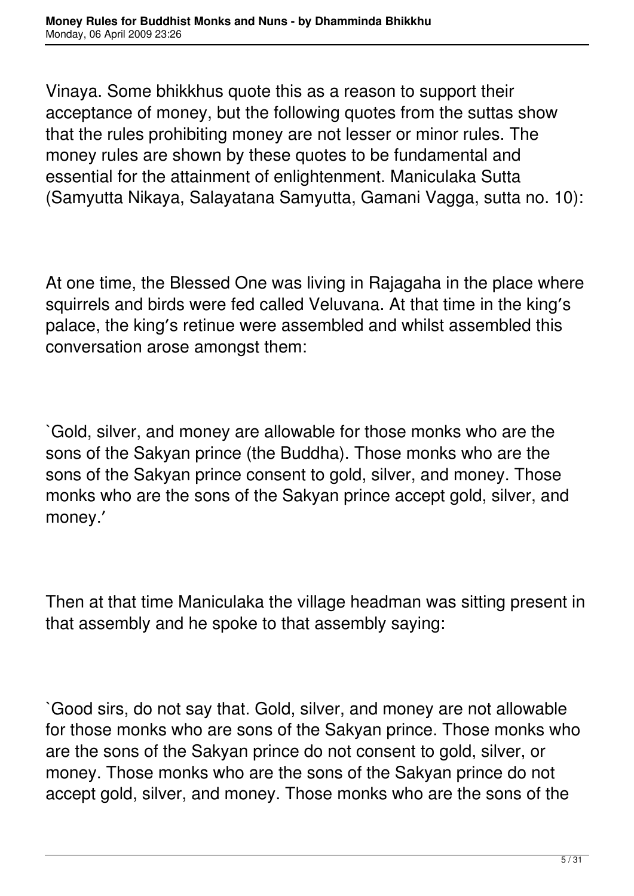Vinaya. Some bhikkhus quote this as a reason to support their acceptance of money, but the following quotes from the suttas show that the rules prohibiting money are not lesser or minor rules. The money rules are shown by these quotes to be fundamental and essential for the attainment of enlightenment. Maniculaka Sutta (Samyutta Nikaya, Salayatana Samyutta, Gamani Vagga, sutta no. 10):

At one time, the Blessed One was living in Rajagaha in the place where squirrels and birds were fed called Veluvana. At that time in the king′s palace, the king′s retinue were assembled and whilst assembled this conversation arose amongst them:

`Gold, silver, and money are allowable for those monks who are the sons of the Sakyan prince (the Buddha). Those monks who are the sons of the Sakyan prince consent to gold, silver, and money. Those monks who are the sons of the Sakyan prince accept gold, silver, and money.′

Then at that time Maniculaka the village headman was sitting present in that assembly and he spoke to that assembly saying:

`Good sirs, do not say that. Gold, silver, and money are not allowable for those monks who are sons of the Sakyan prince. Those monks who are the sons of the Sakyan prince do not consent to gold, silver, or money. Those monks who are the sons of the Sakyan prince do not accept gold, silver, and money. Those monks who are the sons of the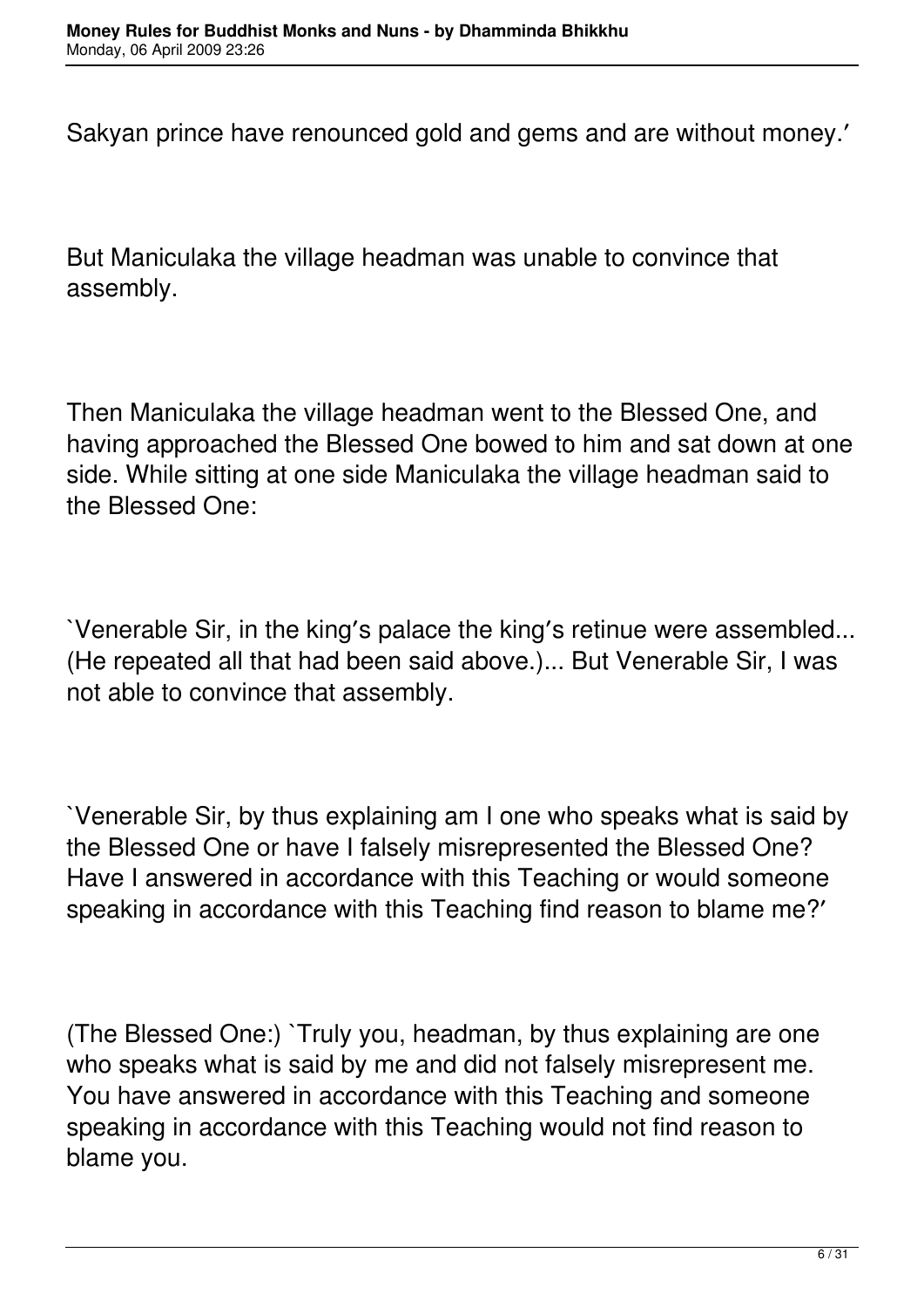Sakyan prince have renounced gold and gems and are without money.′

But Maniculaka the village headman was unable to convince that assembly.

Then Maniculaka the village headman went to the Blessed One, and having approached the Blessed One bowed to him and sat down at one side. While sitting at one side Maniculaka the village headman said to the Blessed One:

`Venerable Sir, in the king′s palace the king′s retinue were assembled... (He repeated all that had been said above.)... But Venerable Sir, I was not able to convince that assembly.

`Venerable Sir, by thus explaining am I one who speaks what is said by the Blessed One or have I falsely misrepresented the Blessed One? Have I answered in accordance with this Teaching or would someone speaking in accordance with this Teaching find reason to blame me?′

(The Blessed One:) `Truly you, headman, by thus explaining are one who speaks what is said by me and did not falsely misrepresent me. You have answered in accordance with this Teaching and someone speaking in accordance with this Teaching would not find reason to blame you.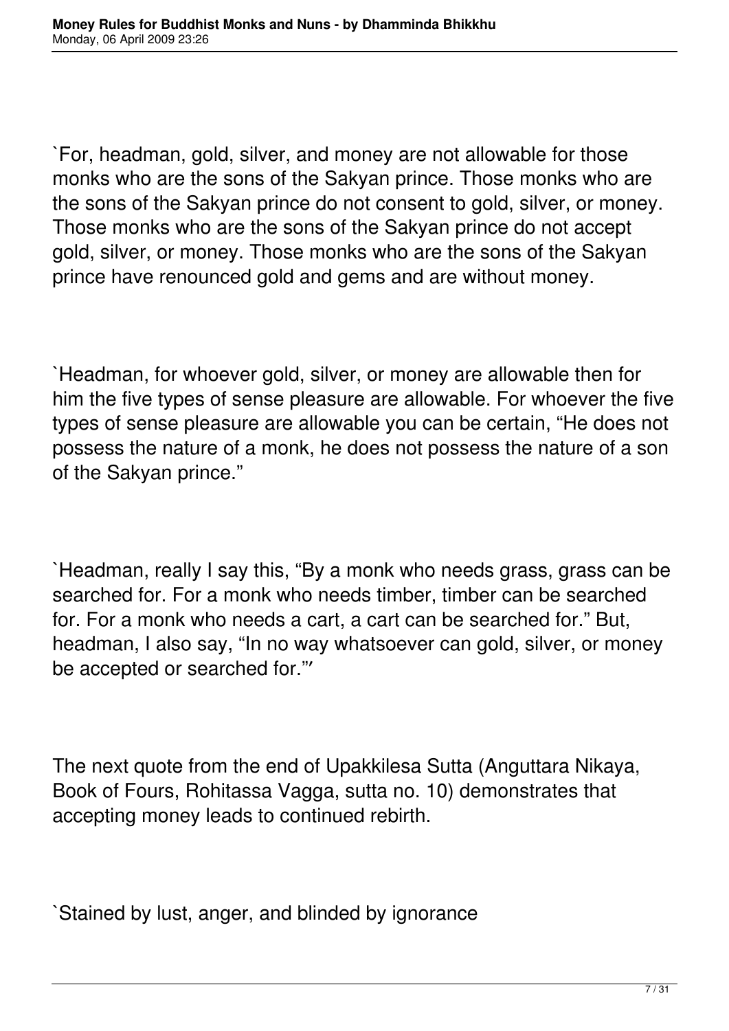`For, headman, gold, silver, and money are not allowable for those monks who are the sons of the Sakyan prince. Those monks who are the sons of the Sakyan prince do not consent to gold, silver, or money. Those monks who are the sons of the Sakyan prince do not accept gold, silver, or money. Those monks who are the sons of the Sakyan prince have renounced gold and gems and are without money.

`Headman, for whoever gold, silver, or money are allowable then for him the five types of sense pleasure are allowable. For whoever the five types of sense pleasure are allowable you can be certain, "He does not possess the nature of a monk, he does not possess the nature of a son of the Sakyan prince."

`Headman, really I say this, "By a monk who needs grass, grass can be searched for. For a monk who needs timber, timber can be searched for. For a monk who needs a cart, a cart can be searched for." But, headman, I also say, "In no way whatsoever can gold, silver, or money be accepted or searched for."′

The next quote from the end of Upakkilesa Sutta (Anguttara Nikaya, Book of Fours, Rohitassa Vagga, sutta no. 10) demonstrates that accepting money leads to continued rebirth.

`Stained by lust, anger, and blinded by ignorance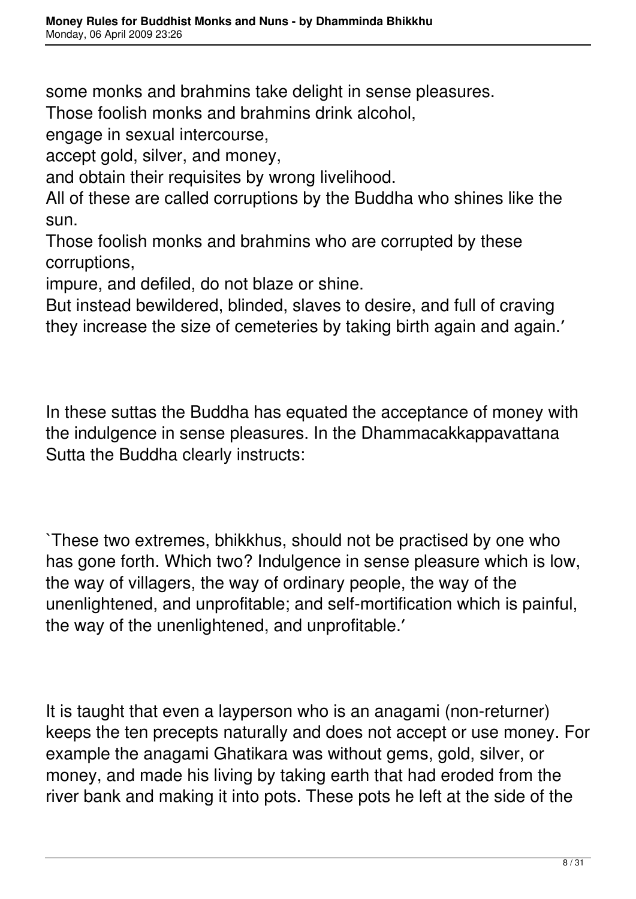some monks and brahmins take delight in sense pleasures.
Those foolish monks and brahmins drink alcohol,
engage in sexual intercourse,
accept gold, silver, and money,
and obtain their requisites by wrong livelihood.
All of these are called corruptions by the Buddha who shines like the sun.
Those foolish monks and brahmins who are corrupted by these corruptions,
impure, and defiled, do not blaze or shine.
But instead bewildered, blinded, slaves to desire, and full of craving
they increase the size of cemeteries by taking birth again and again.'

In these suttas the Buddha has equated the acceptance of money with the indulgence in sense pleasures. In the Dhammacakkappavattana Sutta the Buddha clearly instructs:

`These two extremes, bhikkhus, should not be practised by one who has gone forth. Which two? Indulgence in sense pleasure which is low, the way of villagers, the way of ordinary people, the way of the unenlightened, and unprofitable; and self-mortification which is painful, the way of the unenlightened, and unprofitable.'

It is taught that even a layperson who is an anagami (non-returner) keeps the ten precepts naturally and does not accept or use money. For example the anagami Ghatikara was without gems, gold, silver, or money, and made his living by taking earth that had eroded from the river bank and making it into pots. These pots he left at the side of the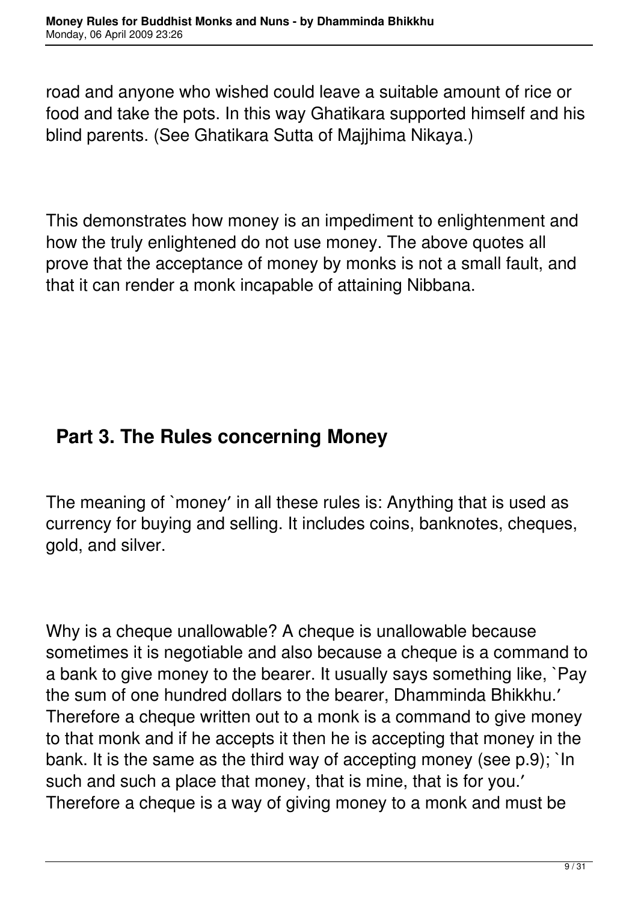road and anyone who wished could leave a suitable amount of rice or food and take the pots. In this way Ghatikara supported himself and his blind parents. (See Ghatikara Sutta of Majjhima Nikaya.)

This demonstrates how money is an impediment to enlightenment and how the truly enlightened do not use money. The above quotes all prove that the acceptance of money by monks is not a small fault, and that it can render a monk incapable of attaining Nibbana.

## Part 3. The Rules concerning Money

The meaning of `money′ in all these rules is: Anything that is used as currency for buying and selling. It includes coins, banknotes, cheques, gold, and silver.

Why is a cheque unallowable? A cheque is unallowable because sometimes it is negotiable and also because a cheque is a command to a bank to give money to the bearer. It usually says something like, `Pay the sum of one hundred dollars to the bearer, Dhamminda Bhikkhu.′ Therefore a cheque written out to a monk is a command to give money to that monk and if he accepts it then he is accepting that money in the bank. It is the same as the third way of accepting money (see p.9); `In such and such a place that money, that is mine, that is for you.′ Therefore a cheque is a way of giving money to a monk and must be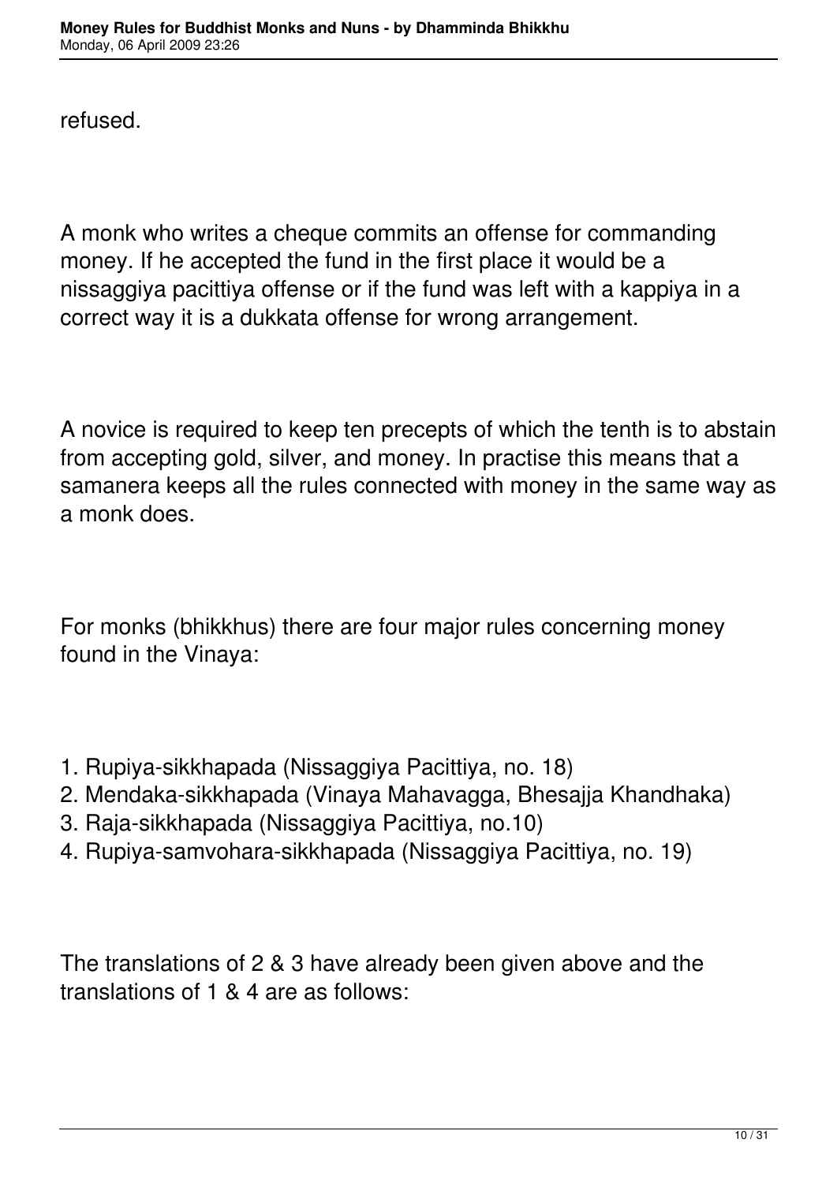refused.

A monk who writes a cheque commits an offense for commanding money. If he accepted the fund in the first place it would be a nissaggiya pacittiya offense or if the fund was left with a kappiya in a correct way it is a dukkata offense for wrong arrangement.

A novice is required to keep ten precepts of which the tenth is to abstain from accepting gold, silver, and money. In practise this means that a samanera keeps all the rules connected with money in the same way as a monk does.

For monks (bhikkhus) there are four major rules concerning money found in the Vinaya:

1. Rupiya-sikkhapada (Nissaggiya Pacittiya, no. 18)
2. Mendaka-sikkhapada (Vinaya Mahavagga, Bhesajja Khandhaka)
3. Raja-sikkhapada (Nissaggiya Pacittiya, no.10)
4. Rupiya-samvohara-sikkhapada (Nissaggiya Pacittiya, no. 19)

The translations of 2 & 3 have already been given above and the translations of 1 & 4 are as follows: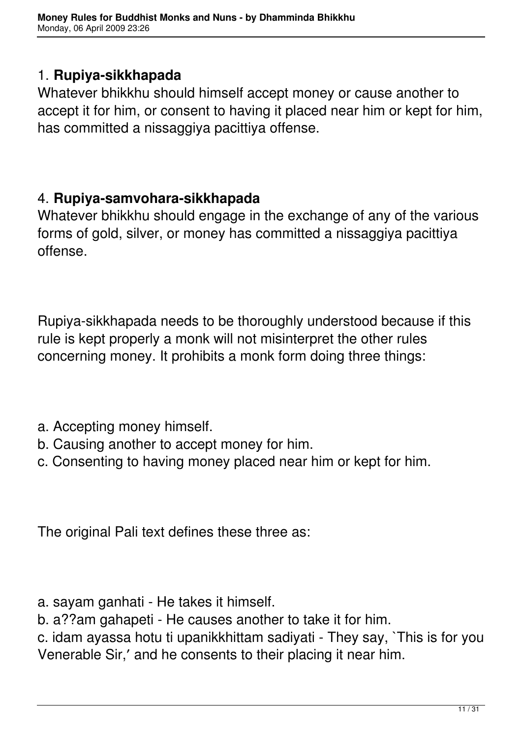1. **Rupiya-sikkhapada**

Whatever bhikkhu should himself accept money or cause another to accept it for him, or consent to having it placed near him or kept for him, has committed a nissaggiya pacittiya offense.

4. **Rupiya-samvohara-sikkhapada**

Whatever bhikkhu should engage in the exchange of any of the various forms of gold, silver, or money has committed a nissaggiya pacittiya offense.

Rupiya-sikkhapada needs to be thoroughly understood because if this rule is kept properly a monk will not misinterpret the other rules concerning money. It prohibits a monk form doing three things:

a. Accepting money himself.
b. Causing another to accept money for him.
c. Consenting to having money placed near him or kept for him.

The original Pali text defines these three as:

a. sayam ganhati - He takes it himself.
b. a??am gahapeti - He causes another to take it for him.
c. idam ayassa hotu ti upanikkhittam sadiyati - They say, `This is for you Venerable Sir,′ and he consents to their placing it near him.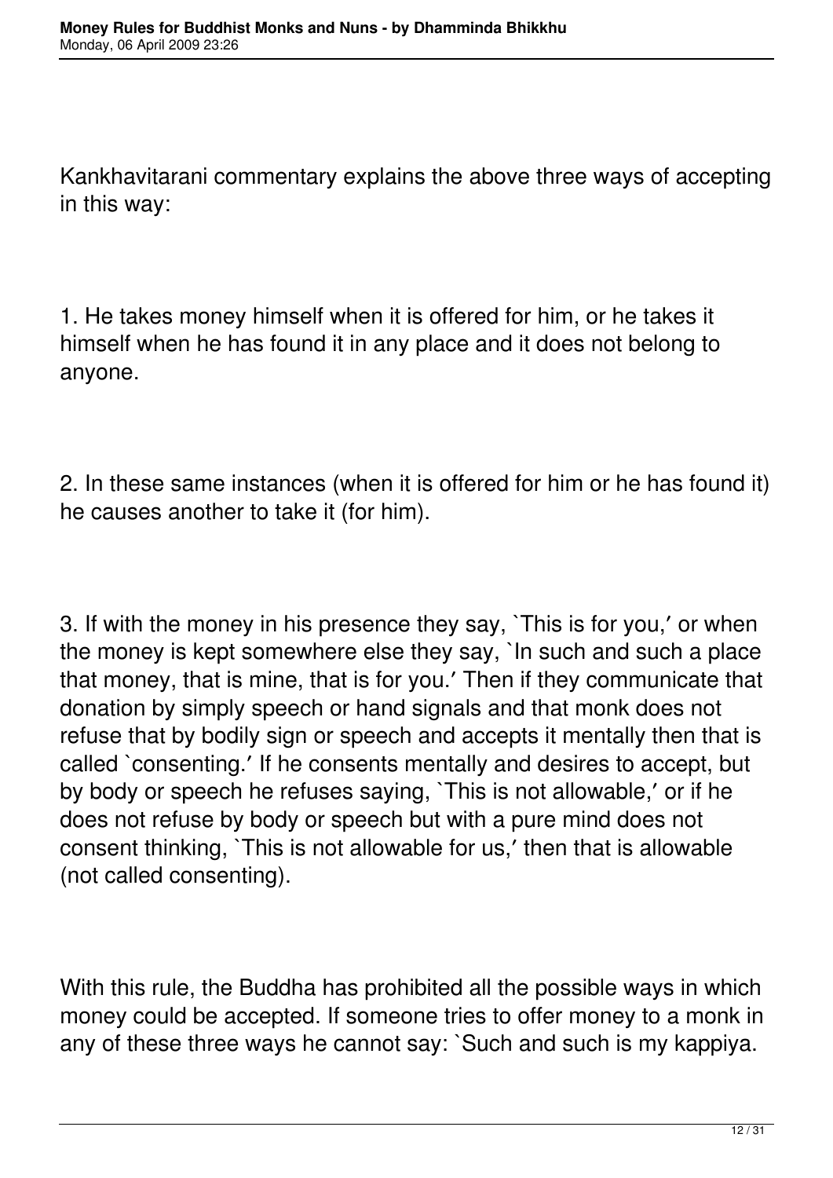Kankhavitarani commentary explains the above three ways of accepting in this way:

1. He takes money himself when it is offered for him, or he takes it himself when he has found it in any place and it does not belong to anyone.

2. In these same instances (when it is offered for him or he has found it) he causes another to take it (for him).

3. If with the money in his presence they say, `This is for you,′ or when the money is kept somewhere else they say, `In such and such a place that money, that is mine, that is for you.′ Then if they communicate that donation by simply speech or hand signals and that monk does not refuse that by bodily sign or speech and accepts it mentally then that is called `consenting.′ If he consents mentally and desires to accept, but by body or speech he refuses saying, `This is not allowable,′ or if he does not refuse by body or speech but with a pure mind does not consent thinking, `This is not allowable for us,′ then that is allowable (not called consenting).

With this rule, the Buddha has prohibited all the possible ways in which money could be accepted. If someone tries to offer money to a monk in any of these three ways he cannot say: `Such and such is my kappiya.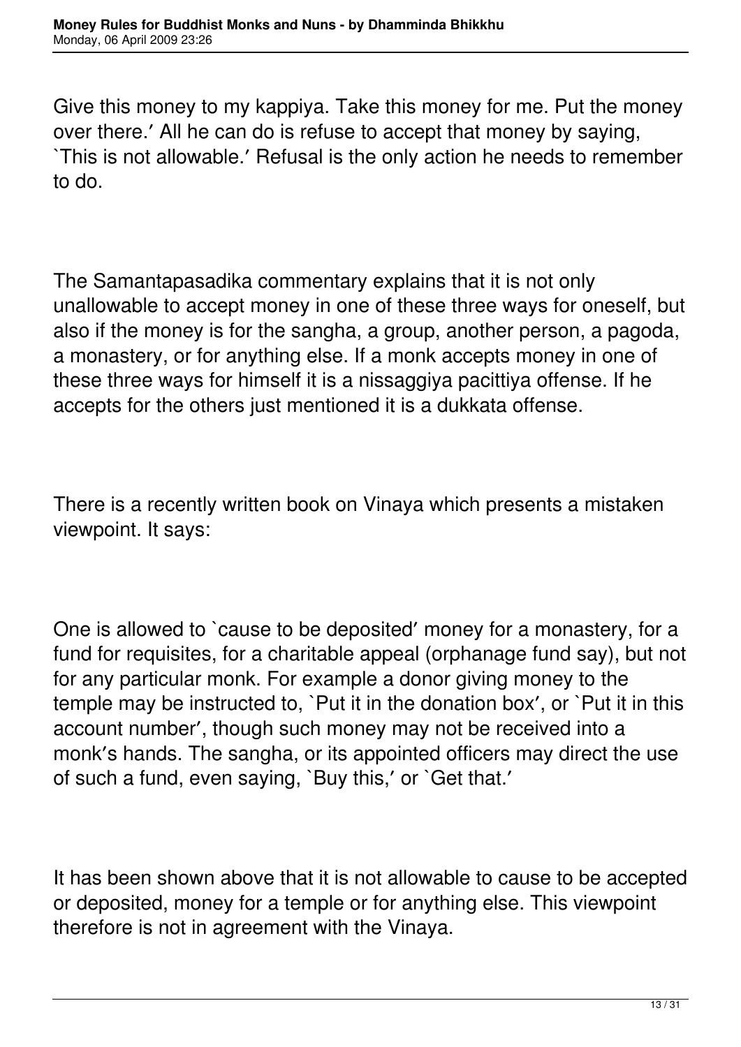Give this money to my kappiya. Take this money for me. Put the money over there.′ All he can do is refuse to accept that money by saying, `This is not allowable.′ Refusal is the only action he needs to remember to do.

The Samantapasadika commentary explains that it is not only unallowable to accept money in one of these three ways for oneself, but also if the money is for the sangha, a group, another person, a pagoda, a monastery, or for anything else. If a monk accepts money in one of these three ways for himself it is a nissaggiya pacittiya offense. If he accepts for the others just mentioned it is a dukkata offense.

There is a recently written book on Vinaya which presents a mistaken viewpoint. It says:

One is allowed to `cause to be deposited′ money for a monastery, for a fund for requisites, for a charitable appeal (orphanage fund say), but not for any particular monk. For example a donor giving money to the temple may be instructed to, `Put it in the donation box′, or `Put it in this account number′, though such money may not be received into a monk′s hands. The sangha, or its appointed officers may direct the use of such a fund, even saying, `Buy this,′ or `Get that.′

It has been shown above that it is not allowable to cause to be accepted or deposited, money for a temple or for anything else. This viewpoint therefore is not in agreement with the Vinaya.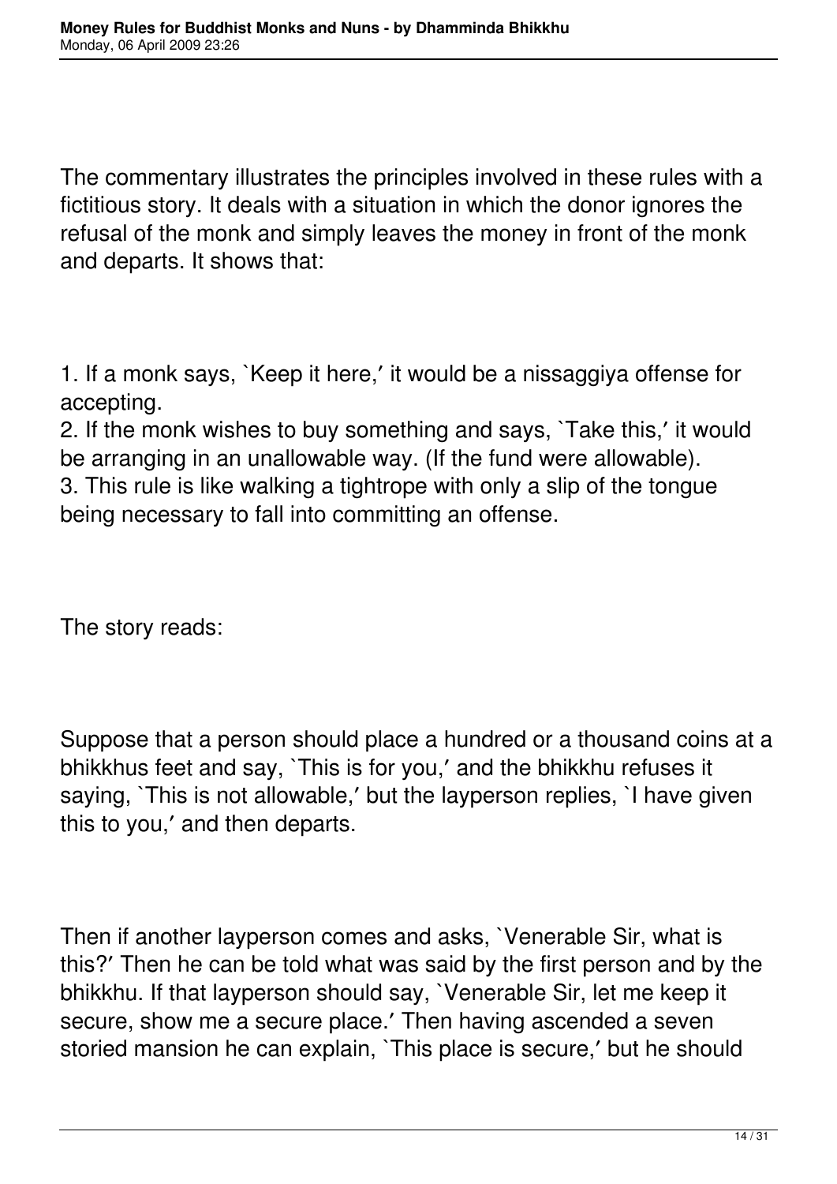The commentary illustrates the principles involved in these rules with a fictitious story. It deals with a situation in which the donor ignores the refusal of the monk and simply leaves the money in front of the monk and departs. It shows that:

1. If a monk says, `Keep it here,′ it would be a nissaggiya offense for accepting.
2. If the monk wishes to buy something and says, `Take this,′ it would be arranging in an unallowable way. (If the fund were allowable).
3. This rule is like walking a tightrope with only a slip of the tongue being necessary to fall into committing an offense.

The story reads:

Suppose that a person should place a hundred or a thousand coins at a bhikkhus feet and say, `This is for you,′ and the bhikkhu refuses it saying, `This is not allowable,′ but the layperson replies, `I have given this to you,′ and then departs.

Then if another layperson comes and asks, `Venerable Sir, what is this?′ Then he can be told what was said by the first person and by the bhikkhu. If that layperson should say, `Venerable Sir, let me keep it secure, show me a secure place.′ Then having ascended a seven storied mansion he can explain, `This place is secure,′ but he should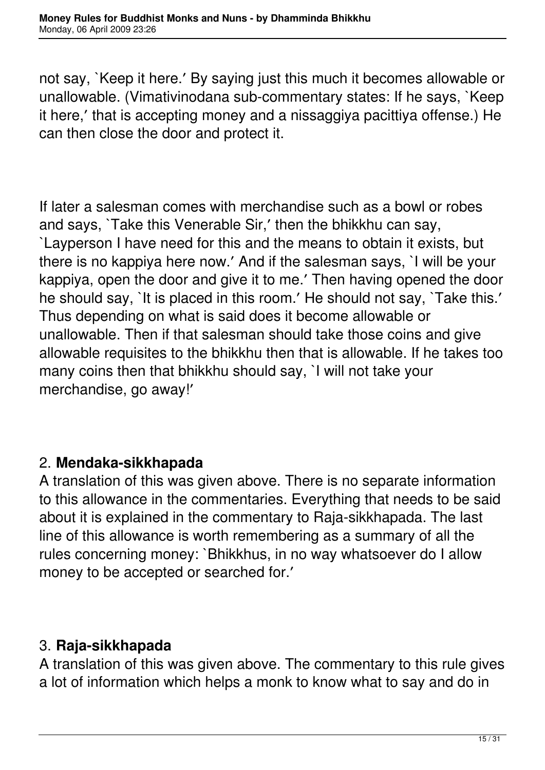not say, `Keep it here.′ By saying just this much it becomes allowable or unallowable. (Vimativinodana sub-commentary states: If he says, `Keep it here,′ that is accepting money and a nissaggiya pacittiya offense.) He can then close the door and protect it.

If later a salesman comes with merchandise such as a bowl or robes and says, `Take this Venerable Sir,′ then the bhikkhu can say, `Layperson I have need for this and the means to obtain it exists, but there is no kappiya here now.′ And if the salesman says, `I will be your kappiya, open the door and give it to me.′ Then having opened the door he should say, `It is placed in this room.′ He should not say, `Take this.′ Thus depending on what is said does it become allowable or unallowable. Then if that salesman should take those coins and give allowable requisites to the bhikkhu then that is allowable. If he takes too many coins then that bhikkhu should say, `I will not take your merchandise, go away!′

## 2. **Mendaka-sikkhapada**

A translation of this was given above. There is no separate information to this allowance in the commentaries. Everything that needs to be said about it is explained in the commentary to Raja-sikkhapada. The last line of this allowance is worth remembering as a summary of all the rules concerning money: `Bhikkhus, in no way whatsoever do I allow money to be accepted or searched for.′

## 3. **Raja-sikkhapada**

A translation of this was given above. The commentary to this rule gives a lot of information which helps a monk to know what to say and do in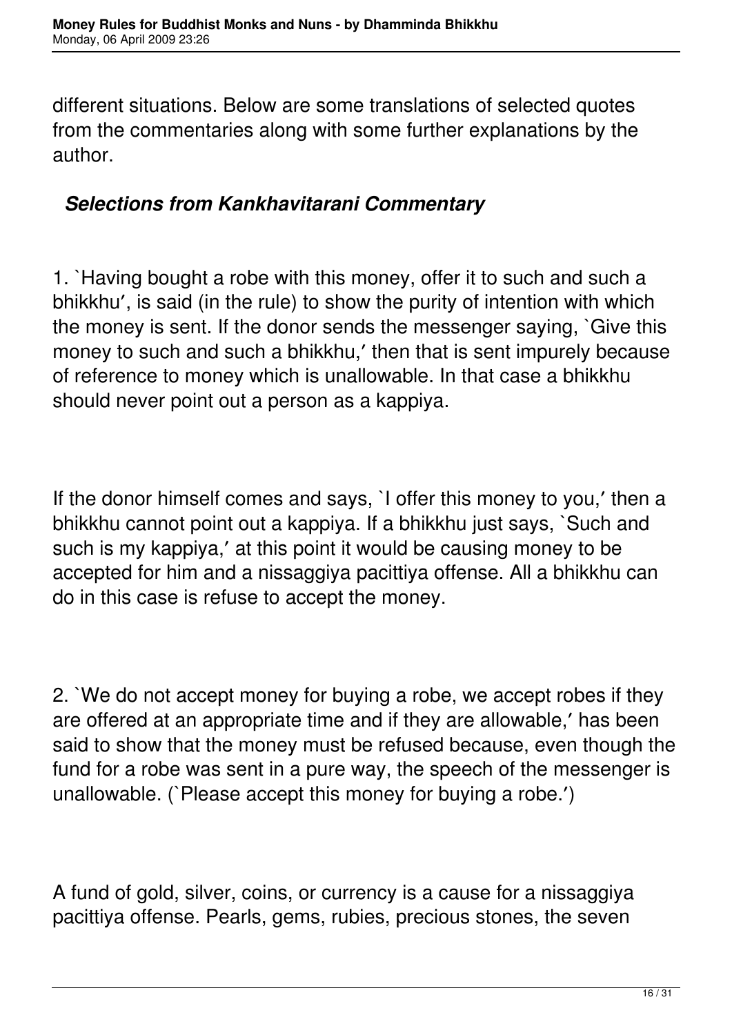different situations. Below are some translations of selected quotes from the commentaries along with some further explanations by the author.

### *Selections from Kankhavitarani Commentary*

1. `Having bought a robe with this money, offer it to such and such a bhikkhu′, is said (in the rule) to show the purity of intention with which the money is sent. If the donor sends the messenger saying, `Give this money to such and such a bhikkhu,′ then that is sent impurely because of reference to money which is unallowable. In that case a bhikkhu should never point out a person as a kappiya.

If the donor himself comes and says, `I offer this money to you,′ then a bhikkhu cannot point out a kappiya. If a bhikkhu just says, `Such and such is my kappiya,′ at this point it would be causing money to be accepted for him and a nissaggiya pacittiya offense. All a bhikkhu can do in this case is refuse to accept the money.

2. `We do not accept money for buying a robe, we accept robes if they are offered at an appropriate time and if they are allowable,′ has been said to show that the money must be refused because, even though the fund for a robe was sent in a pure way, the speech of the messenger is unallowable. (`Please accept this money for buying a robe.′)

A fund of gold, silver, coins, or currency is a cause for a nissaggiya pacittiya offense. Pearls, gems, rubies, precious stones, the seven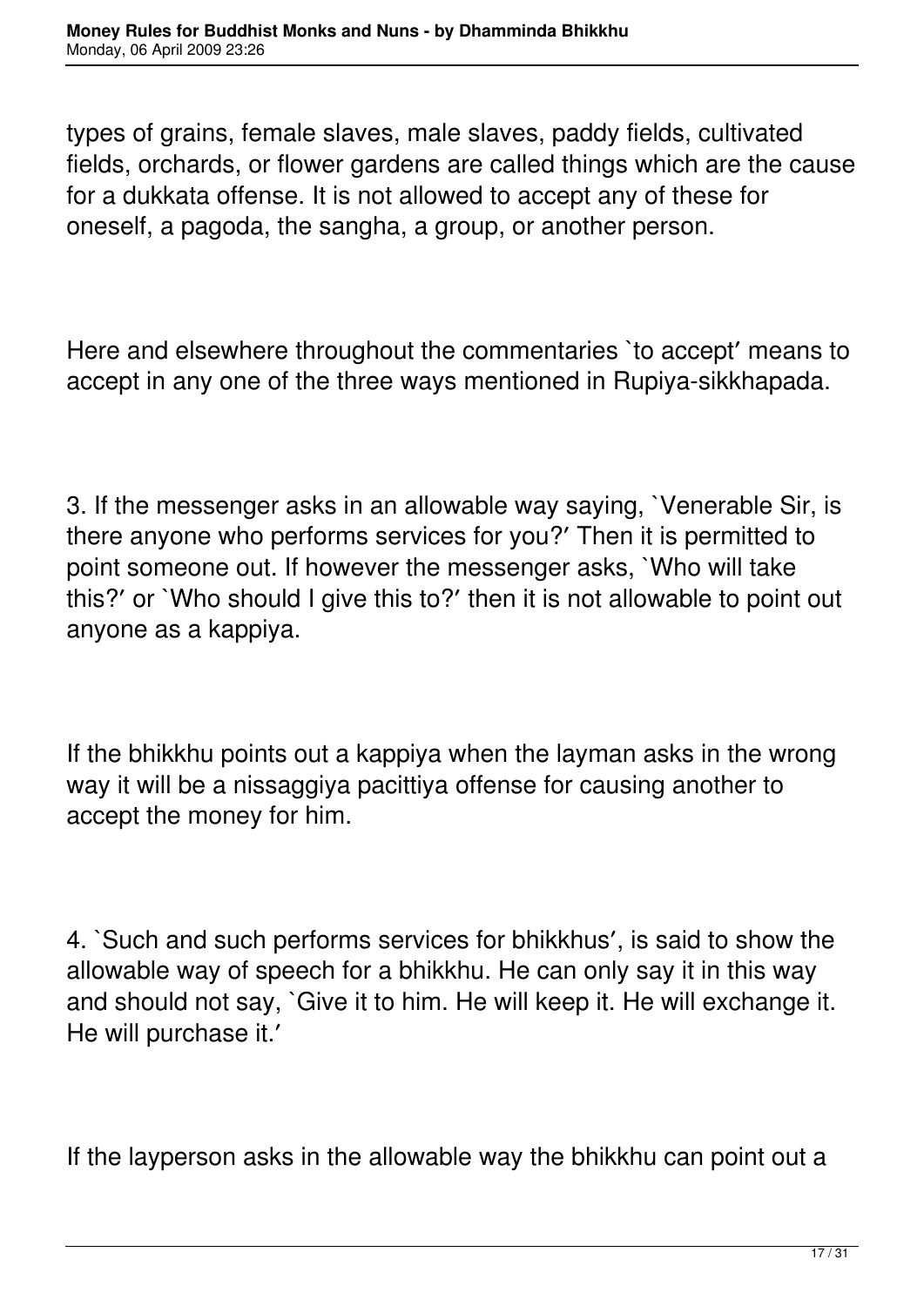types of grains, female slaves, male slaves, paddy fields, cultivated fields, orchards, or flower gardens are called things which are the cause for a dukkata offense. It is not allowed to accept any of these for oneself, a pagoda, the sangha, a group, or another person.

Here and elsewhere throughout the commentaries `to accept′ means to accept in any one of the three ways mentioned in Rupiya-sikkhapada.

3. If the messenger asks in an allowable way saying, `Venerable Sir, is there anyone who performs services for you?′ Then it is permitted to point someone out. If however the messenger asks, `Who will take this?′ or `Who should I give this to?′ then it is not allowable to point out anyone as a kappiya.

If the bhikkhu points out a kappiya when the layman asks in the wrong way it will be a nissaggiya pacittiya offense for causing another to accept the money for him.

4. `Such and such performs services for bhikkhus′, is said to show the allowable way of speech for a bhikkhu. He can only say it in this way and should not say, `Give it to him. He will keep it. He will exchange it. He will purchase it.′

If the layperson asks in the allowable way the bhikkhu can point out a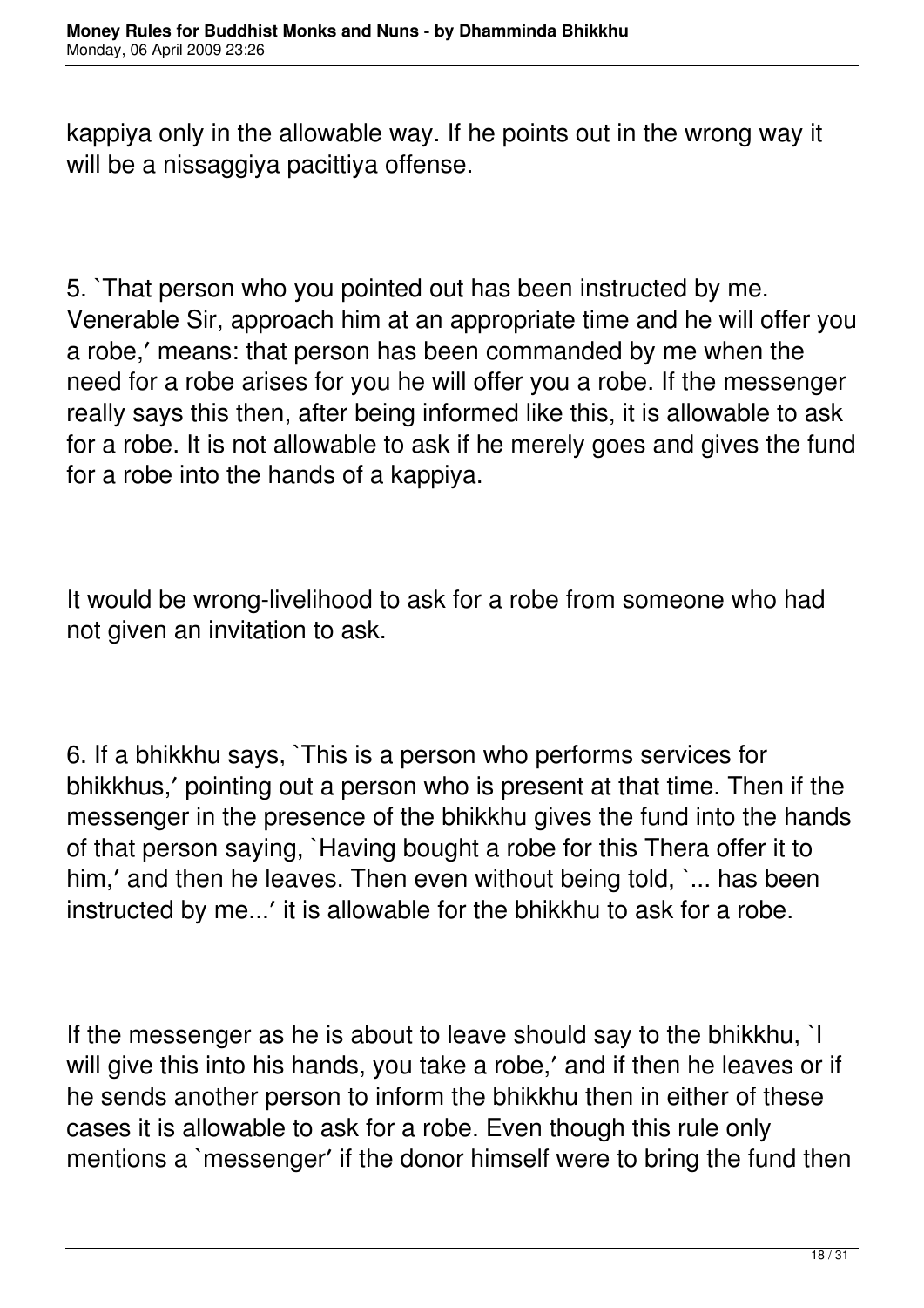kappiya only in the allowable way. If he points out in the wrong way it will be a nissaggiya pacittiya offense.

5. `That person who you pointed out has been instructed by me. Venerable Sir, approach him at an appropriate time and he will offer you a robe,′ means: that person has been commanded by me when the need for a robe arises for you he will offer you a robe. If the messenger really says this then, after being informed like this, it is allowable to ask for a robe. It is not allowable to ask if he merely goes and gives the fund for a robe into the hands of a kappiya.

It would be wrong-livelihood to ask for a robe from someone who had not given an invitation to ask.

6. If a bhikkhu says, `This is a person who performs services for bhikkhus,′ pointing out a person who is present at that time. Then if the messenger in the presence of the bhikkhu gives the fund into the hands of that person saying, `Having bought a robe for this Thera offer it to him,′ and then he leaves. Then even without being told, `... has been instructed by me...′ it is allowable for the bhikkhu to ask for a robe.

If the messenger as he is about to leave should say to the bhikkhu, `I will give this into his hands, you take a robe,′ and if then he leaves or if he sends another person to inform the bhikkhu then in either of these cases it is allowable to ask for a robe. Even though this rule only mentions a `messenger′ if the donor himself were to bring the fund then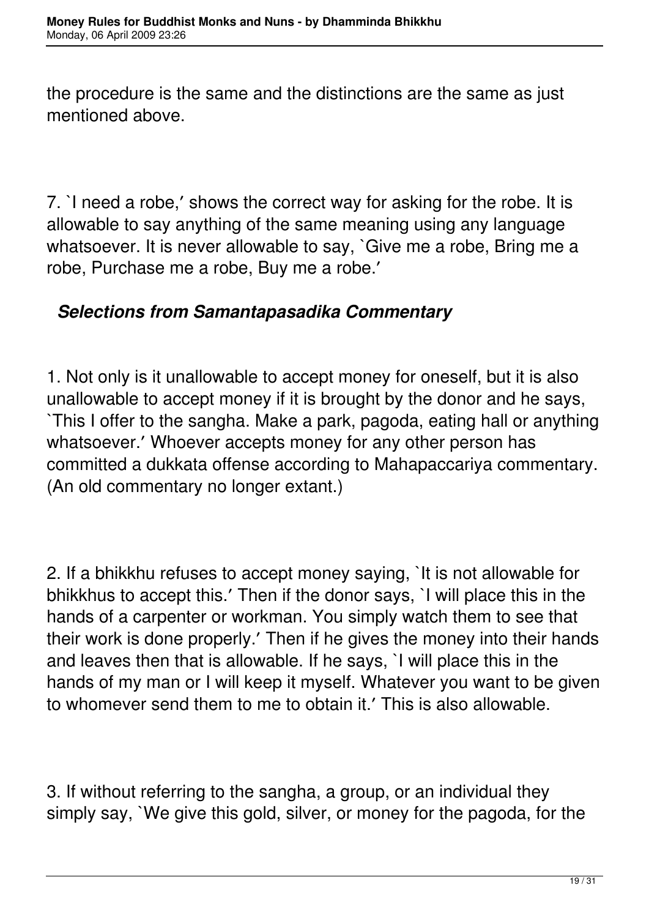the procedure is the same and the distinctions are the same as just mentioned above.

7. `I need a robe,′ shows the correct way for asking for the robe. It is allowable to say anything of the same meaning using any language whatsoever. It is never allowable to say, `Give me a robe, Bring me a robe, Purchase me a robe, Buy me a robe.′

### *Selections from Samantapasadika Commentary*

1. Not only is it unallowable to accept money for oneself, but it is also unallowable to accept money if it is brought by the donor and he says, `This I offer to the sangha. Make a park, pagoda, eating hall or anything whatsoever.′ Whoever accepts money for any other person has committed a dukkata offense according to Mahapaccariya commentary. (An old commentary no longer extant.)

2. If a bhikkhu refuses to accept money saying, `It is not allowable for bhikkhus to accept this.′ Then if the donor says, `I will place this in the hands of a carpenter or workman. You simply watch them to see that their work is done properly.′ Then if he gives the money into their hands and leaves then that is allowable. If he says, `I will place this in the hands of my man or I will keep it myself. Whatever you want to be given to whomever send them to me to obtain it.′ This is also allowable.

3. If without referring to the sangha, a group, or an individual they simply say, `We give this gold, silver, or money for the pagoda, for the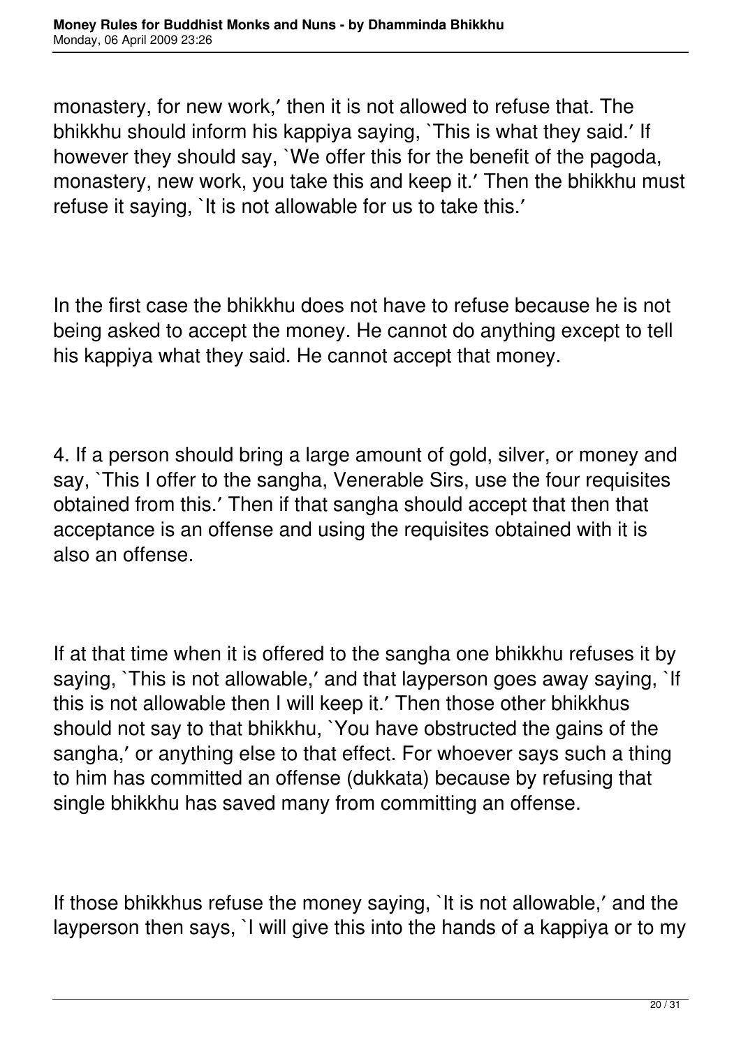monastery, for new work,′ then it is not allowed to refuse that. The bhikkhu should inform his kappiya saying, `This is what they said.′ If however they should say, `We offer this for the benefit of the pagoda, monastery, new work, you take this and keep it.′ Then the bhikkhu must refuse it saying, `It is not allowable for us to take this.′

In the first case the bhikkhu does not have to refuse because he is not being asked to accept the money. He cannot do anything except to tell his kappiya what they said. He cannot accept that money.

4. If a person should bring a large amount of gold, silver, or money and say, `This I offer to the sangha, Venerable Sirs, use the four requisites obtained from this.′ Then if that sangha should accept that then that acceptance is an offense and using the requisites obtained with it is also an offense.

If at that time when it is offered to the sangha one bhikkhu refuses it by saying, `This is not allowable,′ and that layperson goes away saying, `If this is not allowable then I will keep it.′ Then those other bhikkhus should not say to that bhikkhu, `You have obstructed the gains of the sangha,′ or anything else to that effect. For whoever says such a thing to him has committed an offense (dukkata) because by refusing that single bhikkhu has saved many from committing an offense.

If those bhikkhus refuse the money saying, `It is not allowable,′ and the layperson then says, `I will give this into the hands of a kappiya or to my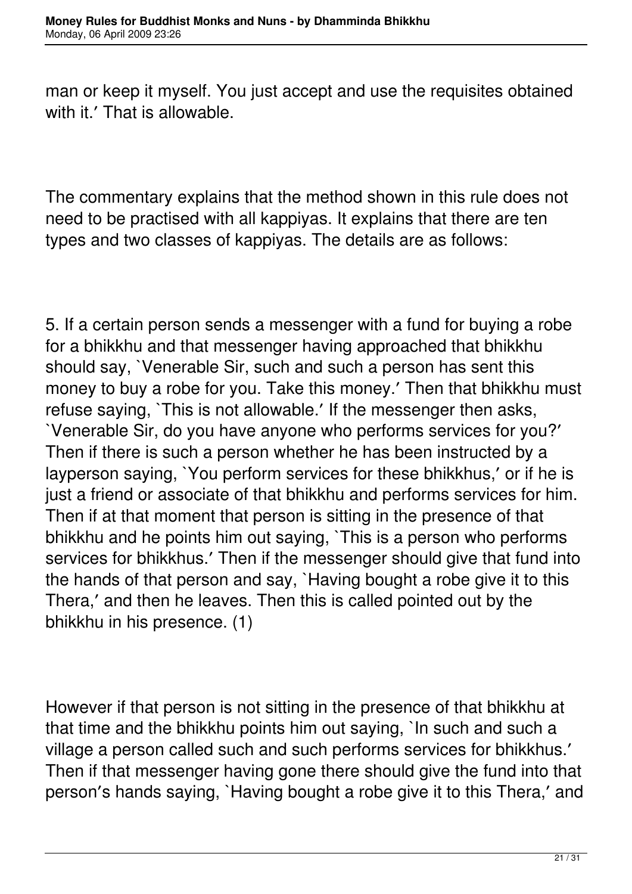man or keep it myself. You just accept and use the requisites obtained with it.′ That is allowable.

The commentary explains that the method shown in this rule does not need to be practised with all kappiyas. It explains that there are ten types and two classes of kappiyas. The details are as follows:

5. If a certain person sends a messenger with a fund for buying a robe for a bhikkhu and that messenger having approached that bhikkhu should say, `Venerable Sir, such and such a person has sent this money to buy a robe for you. Take this money.′ Then that bhikkhu must refuse saying, `This is not allowable.′ If the messenger then asks, `Venerable Sir, do you have anyone who performs services for you?′ Then if there is such a person whether he has been instructed by a layperson saying, `You perform services for these bhikkhus,′ or if he is just a friend or associate of that bhikkhu and performs services for him. Then if at that moment that person is sitting in the presence of that bhikkhu and he points him out saying, `This is a person who performs services for bhikkhus.′ Then if the messenger should give that fund into the hands of that person and say, `Having bought a robe give it to this Thera,′ and then he leaves. Then this is called pointed out by the bhikkhu in his presence. (1)

However if that person is not sitting in the presence of that bhikkhu at that time and the bhikkhu points him out saying, `In such and such a village a person called such and such performs services for bhikkhus.′ Then if that messenger having gone there should give the fund into that person′s hands saying, `Having bought a robe give it to this Thera,′ and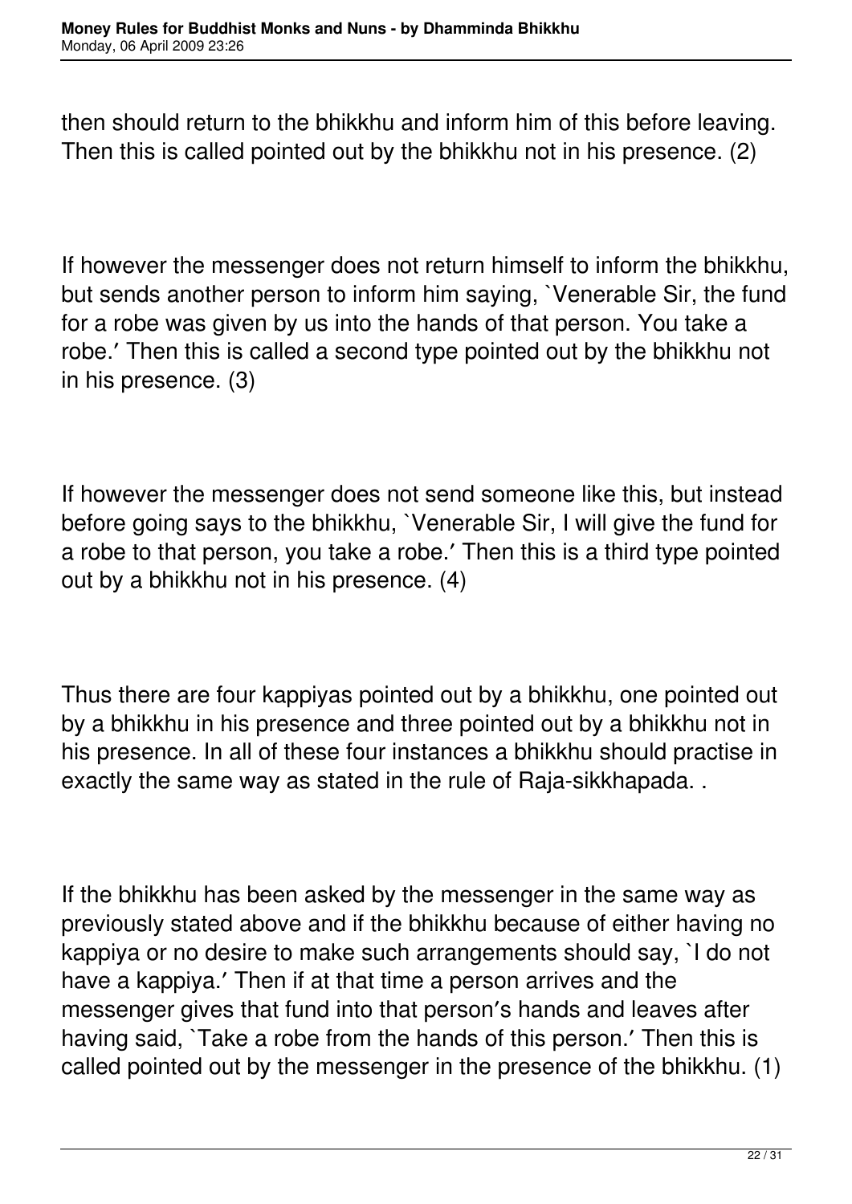then should return to the bhikkhu and inform him of this before leaving. Then this is called pointed out by the bhikkhu not in his presence. (2)

If however the messenger does not return himself to inform the bhikkhu, but sends another person to inform him saying, `Venerable Sir, the fund for a robe was given by us into the hands of that person. You take a robe.′ Then this is called a second type pointed out by the bhikkhu not in his presence. (3)

If however the messenger does not send someone like this, but instead before going says to the bhikkhu, `Venerable Sir, I will give the fund for a robe to that person, you take a robe.′ Then this is a third type pointed out by a bhikkhu not in his presence. (4)

Thus there are four kappiyas pointed out by a bhikkhu, one pointed out by a bhikkhu in his presence and three pointed out by a bhikkhu not in his presence. In all of these four instances a bhikkhu should practise in exactly the same way as stated in the rule of Raja-sikkhapada. .

If the bhikkhu has been asked by the messenger in the same way as previously stated above and if the bhikkhu because of either having no kappiya or no desire to make such arrangements should say, `I do not have a kappiya.′ Then if at that time a person arrives and the messenger gives that fund into that person′s hands and leaves after having said, `Take a robe from the hands of this person.′ Then this is called pointed out by the messenger in the presence of the bhikkhu. (1)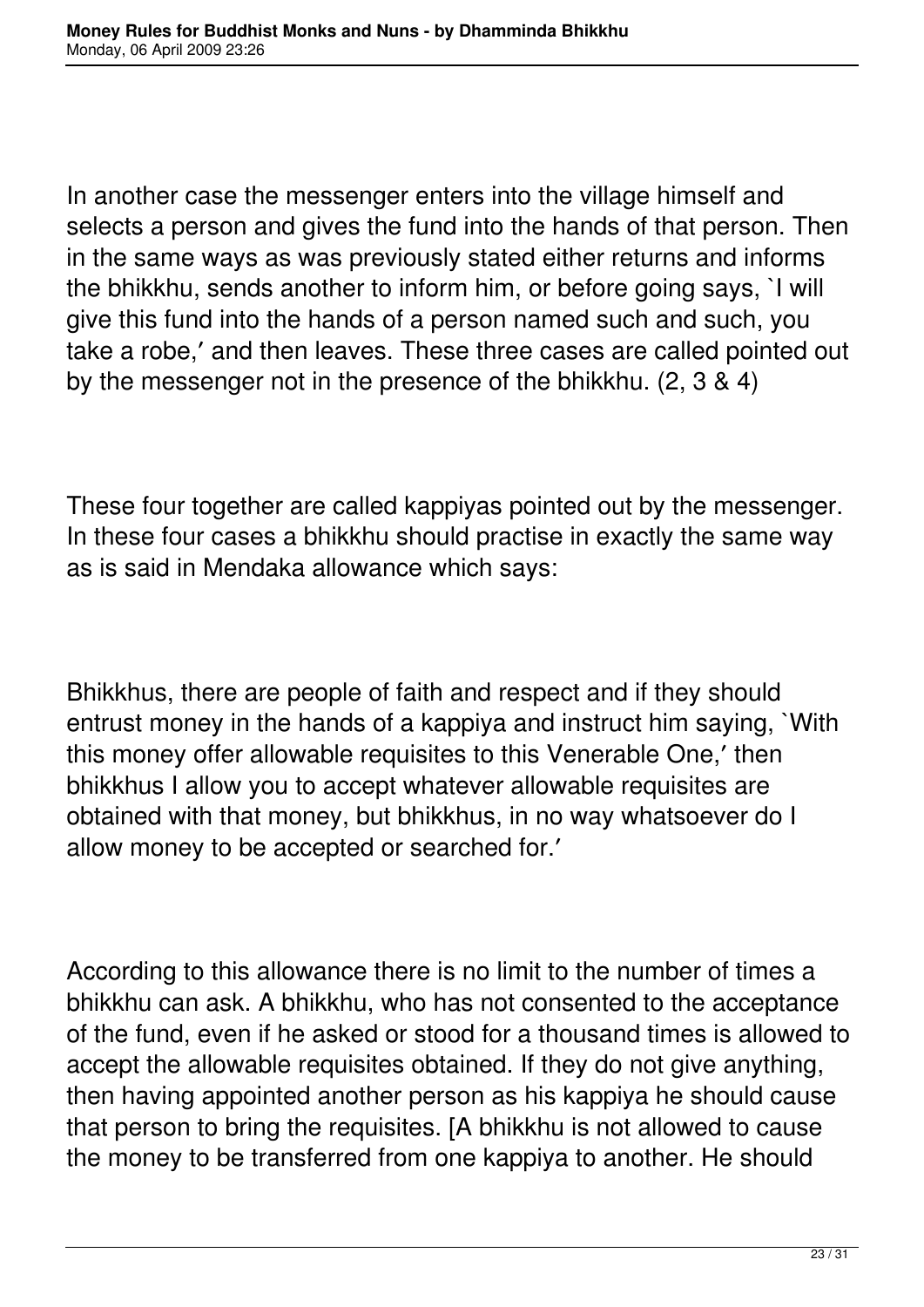In another case the messenger enters into the village himself and selects a person and gives the fund into the hands of that person. Then in the same ways as was previously stated either returns and informs the bhikkhu, sends another to inform him, or before going says, `I will give this fund into the hands of a person named such and such, you take a robe,′ and then leaves. These three cases are called pointed out by the messenger not in the presence of the bhikkhu. (2, 3 & 4)

These four together are called kappiyas pointed out by the messenger. In these four cases a bhikkhu should practise in exactly the same way as is said in Mendaka allowance which says:

Bhikkhus, there are people of faith and respect and if they should entrust money in the hands of a kappiya and instruct him saying, `With this money offer allowable requisites to this Venerable One,′ then bhikkhus I allow you to accept whatever allowable requisites are obtained with that money, but bhikkhus, in no way whatsoever do I allow money to be accepted or searched for.′

According to this allowance there is no limit to the number of times a bhikkhu can ask. A bhikkhu, who has not consented to the acceptance of the fund, even if he asked or stood for a thousand times is allowed to accept the allowable requisites obtained. If they do not give anything, then having appointed another person as his kappiya he should cause that person to bring the requisites. [A bhikkhu is not allowed to cause the money to be transferred from one kappiya to another. He should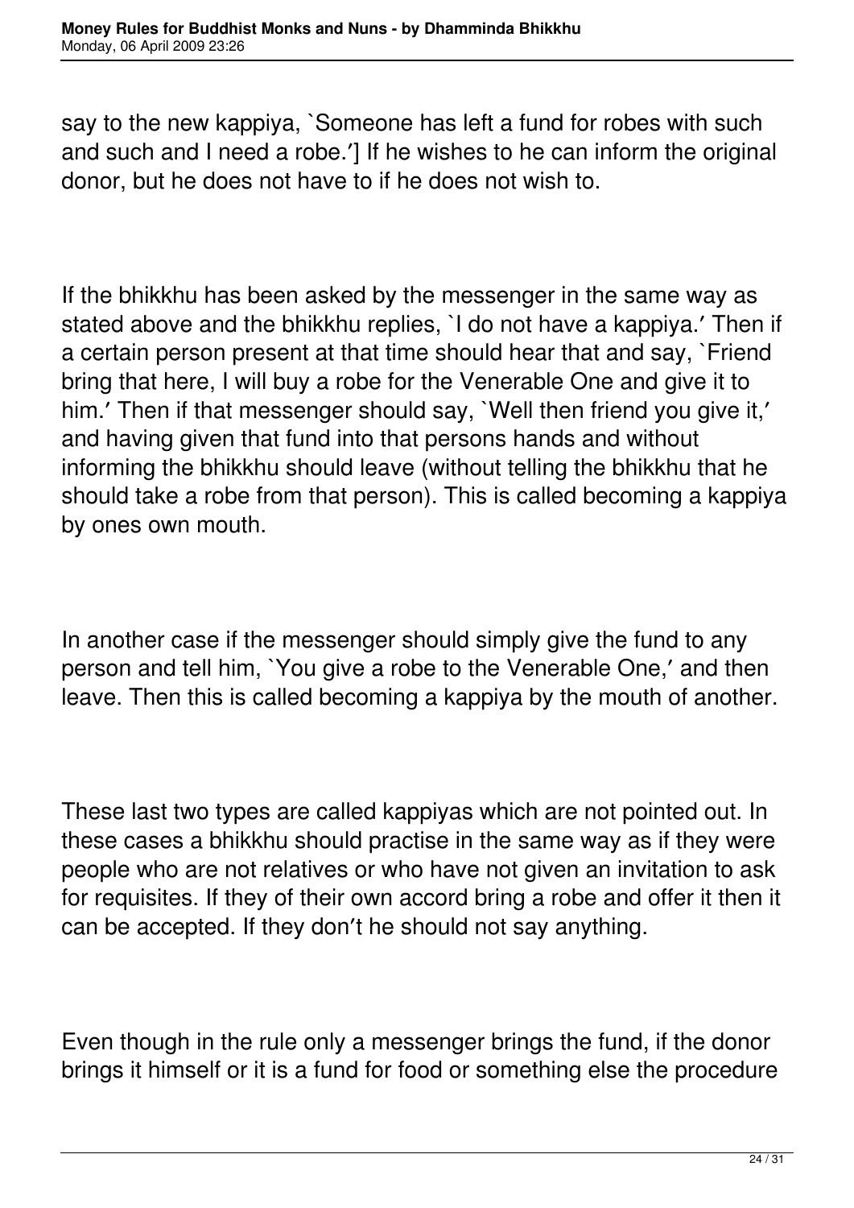say to the new kappiya, `Someone has left a fund for robes with such and such and I need a robe.′] If he wishes to he can inform the original donor, but he does not have to if he does not wish to.

If the bhikkhu has been asked by the messenger in the same way as stated above and the bhikkhu replies, `I do not have a kappiya.′ Then if a certain person present at that time should hear that and say, `Friend bring that here, I will buy a robe for the Venerable One and give it to him.′ Then if that messenger should say, `Well then friend you give it,′ and having given that fund into that persons hands and without informing the bhikkhu should leave (without telling the bhikkhu that he should take a robe from that person). This is called becoming a kappiya by ones own mouth.

In another case if the messenger should simply give the fund to any person and tell him, `You give a robe to the Venerable One,′ and then leave. Then this is called becoming a kappiya by the mouth of another.

These last two types are called kappiyas which are not pointed out. In these cases a bhikkhu should practise in the same way as if they were people who are not relatives or who have not given an invitation to ask for requisites. If they of their own accord bring a robe and offer it then it can be accepted. If they don′t he should not say anything.

Even though in the rule only a messenger brings the fund, if the donor brings it himself or it is a fund for food or something else the procedure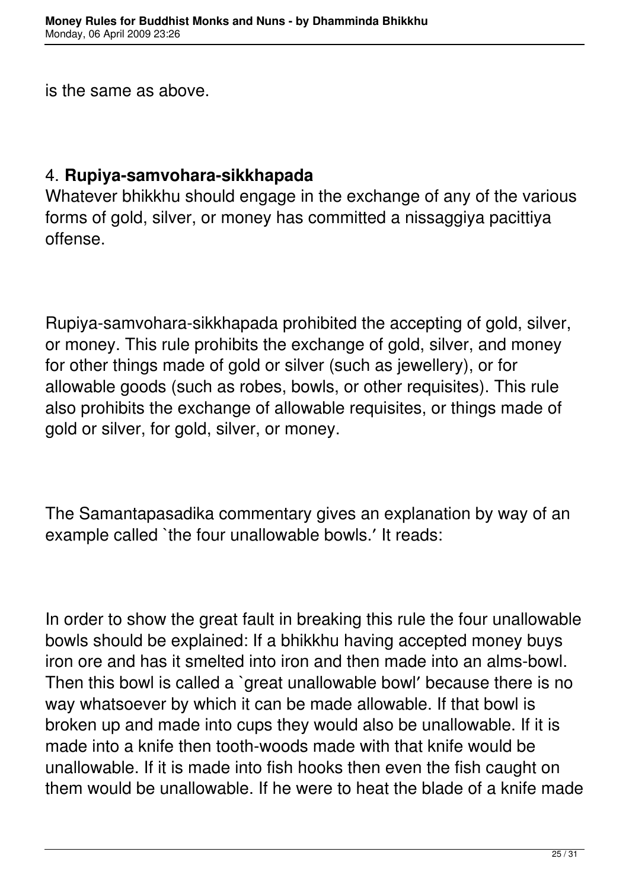is the same as above.

4. **Rupiya-samvohara-sikkhapada**
Whatever bhikkhu should engage in the exchange of any of the various forms of gold, silver, or money has committed a nissaggiya pacittiya offense.

Rupiya-samvohara-sikkhapada prohibited the accepting of gold, silver, or money. This rule prohibits the exchange of gold, silver, and money for other things made of gold or silver (such as jewellery), or for allowable goods (such as robes, bowls, or other requisites). This rule also prohibits the exchange of allowable requisites, or things made of gold or silver, for gold, silver, or money.

The Samantapasadika commentary gives an explanation by way of an example called `the four unallowable bowls.′ It reads:

In order to show the great fault in breaking this rule the four unallowable bowls should be explained: If a bhikkhu having accepted money buys iron ore and has it smelted into iron and then made into an alms-bowl. Then this bowl is called a `great unallowable bowl′ because there is no way whatsoever by which it can be made allowable. If that bowl is broken up and made into cups they would also be unallowable. If it is made into a knife then tooth-woods made with that knife would be unallowable. If it is made into fish hooks then even the fish caught on them would be unallowable. If he were to heat the blade of a knife made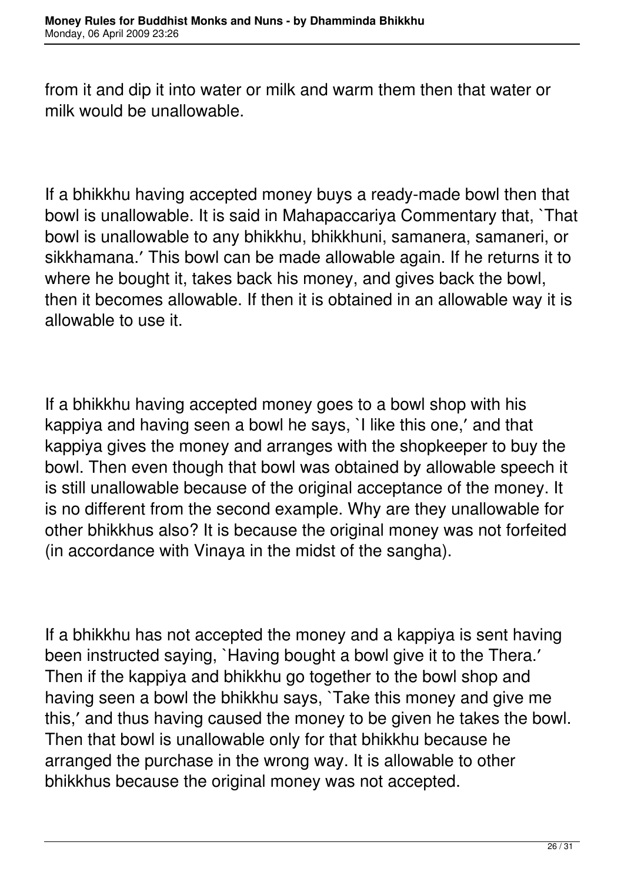from it and dip it into water or milk and warm them then that water or milk would be unallowable.

If a bhikkhu having accepted money buys a ready-made bowl then that bowl is unallowable. It is said in Mahapaccariya Commentary that, `That bowl is unallowable to any bhikkhu, bhikkhuni, samanera, samaneri, or sikkhamana.′ This bowl can be made allowable again. If he returns it to where he bought it, takes back his money, and gives back the bowl, then it becomes allowable. If then it is obtained in an allowable way it is allowable to use it.

If a bhikkhu having accepted money goes to a bowl shop with his kappiya and having seen a bowl he says, `I like this one,′ and that kappiya gives the money and arranges with the shopkeeper to buy the bowl. Then even though that bowl was obtained by allowable speech it is still unallowable because of the original acceptance of the money. It is no different from the second example. Why are they unallowable for other bhikkhus also? It is because the original money was not forfeited (in accordance with Vinaya in the midst of the sangha).

If a bhikkhu has not accepted the money and a kappiya is sent having been instructed saying, `Having bought a bowl give it to the Thera.′ Then if the kappiya and bhikkhu go together to the bowl shop and having seen a bowl the bhikkhu says, `Take this money and give me this,′ and thus having caused the money to be given he takes the bowl. Then that bowl is unallowable only for that bhikkhu because he arranged the purchase in the wrong way. It is allowable to other bhikkhus because the original money was not accepted.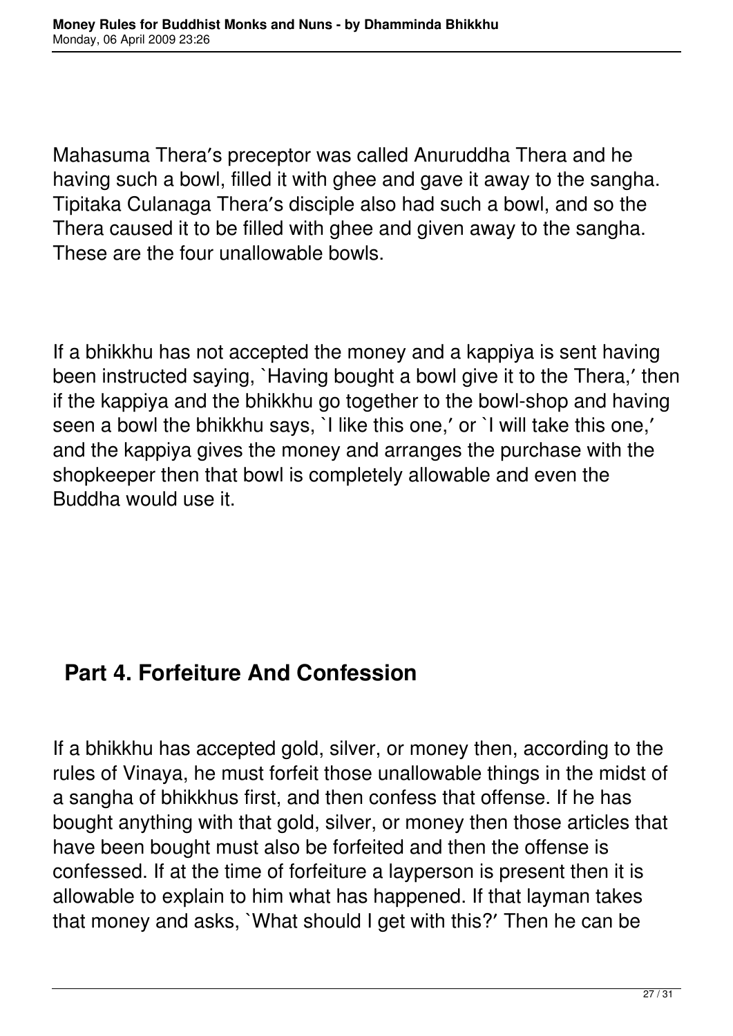Mahasuma Thera′s preceptor was called Anuruddha Thera and he having such a bowl, filled it with ghee and gave it away to the sangha. Tipitaka Culanaga Thera′s disciple also had such a bowl, and so the Thera caused it to be filled with ghee and given away to the sangha. These are the four unallowable bowls.

If a bhikkhu has not accepted the money and a kappiya is sent having been instructed saying, `Having bought a bowl give it to the Thera,′ then if the kappiya and the bhikkhu go together to the bowl-shop and having seen a bowl the bhikkhu says, `I like this one,′ or `I will take this one,′ and the kappiya gives the money and arranges the purchase with the shopkeeper then that bowl is completely allowable and even the Buddha would use it.

## Part 4. Forfeiture And Confession

If a bhikkhu has accepted gold, silver, or money then, according to the rules of Vinaya, he must forfeit those unallowable things in the midst of a sangha of bhikkhus first, and then confess that offense. If he has bought anything with that gold, silver, or money then those articles that have been bought must also be forfeited and then the offense is confessed. If at the time of forfeiture a layperson is present then it is allowable to explain to him what has happened. If that layman takes that money and asks, `What should I get with this?′ Then he can be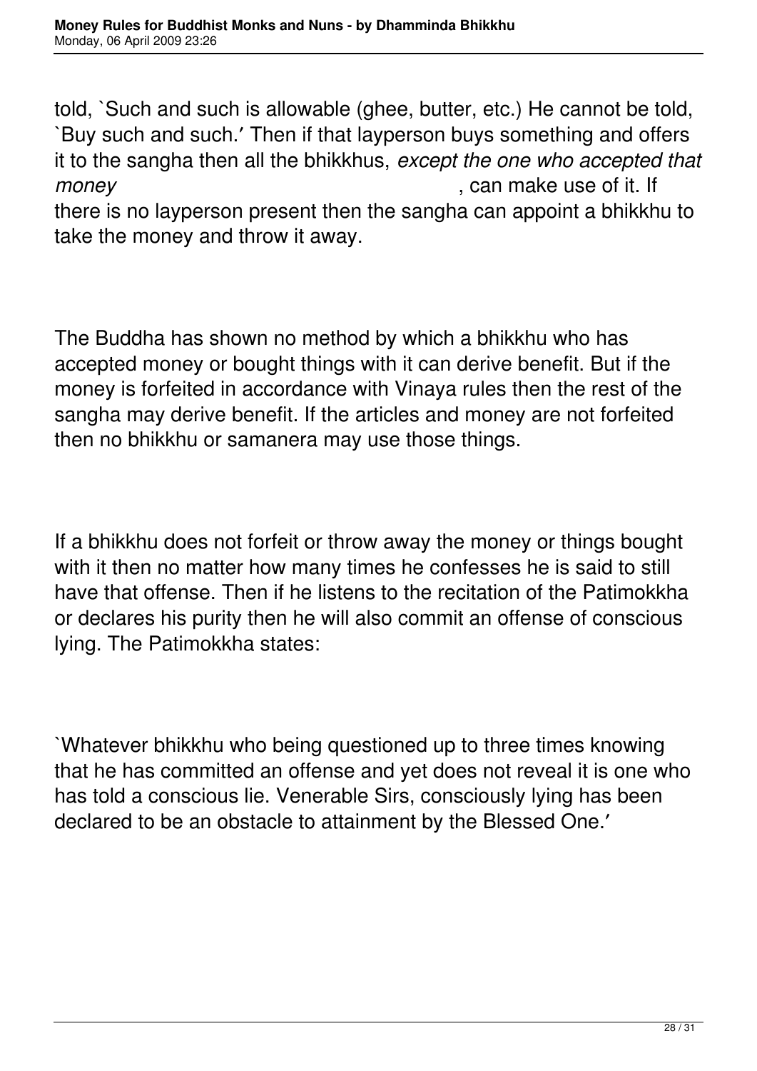told, `Such and such is allowable (ghee, butter, etc.) He cannot be told, `Buy such and such.′ Then if that layperson buys something and offers it to the sangha then all the bhikkhus, *except the one who accepted that money*, can make use of it. If there is no layperson present then the sangha can appoint a bhikkhu to take the money and throw it away.

The Buddha has shown no method by which a bhikkhu who has accepted money or bought things with it can derive benefit. But if the money is forfeited in accordance with Vinaya rules then the rest of the sangha may derive benefit. If the articles and money are not forfeited then no bhikkhu or samanera may use those things.

If a bhikkhu does not forfeit or throw away the money or things bought with it then no matter how many times he confesses he is said to still have that offense. Then if he listens to the recitation of the Patimokkha or declares his purity then he will also commit an offense of conscious lying. The Patimokkha states:

`Whatever bhikkhu who being questioned up to three times knowing that he has committed an offense and yet does not reveal it is one who has told a conscious lie. Venerable Sirs, consciously lying has been declared to be an obstacle to attainment by the Blessed One.′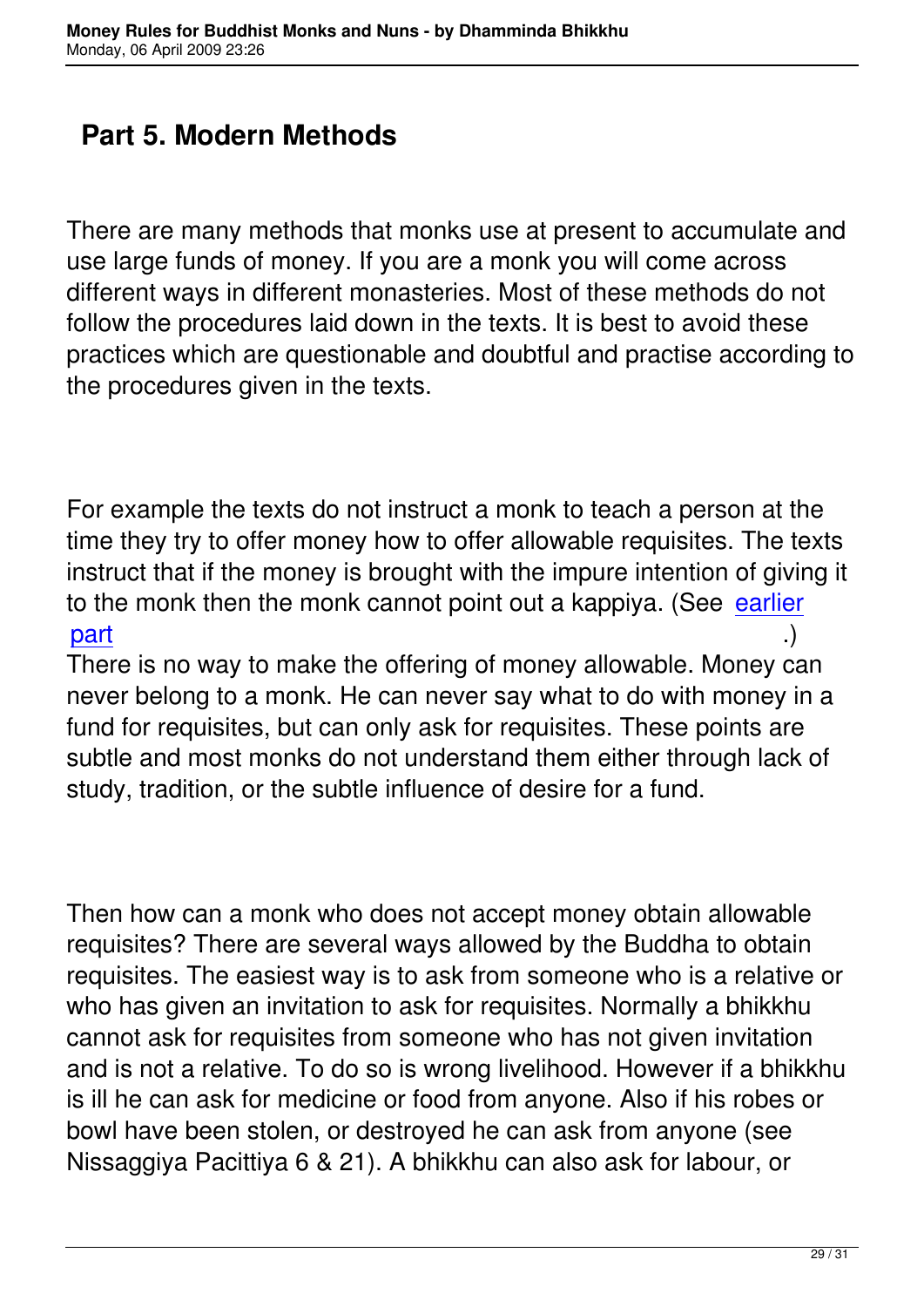## Part 5. Modern Methods

There are many methods that monks use at present to accumulate and use large funds of money. If you are a monk you will come across different ways in different monasteries. Most of these methods do not follow the procedures laid down in the texts. It is best to avoid these practices which are questionable and doubtful and practise according to the procedures given in the texts.

For example the texts do not instruct a monk to teach a person at the time they try to offer money how to offer allowable requisites. The texts instruct that if the money is brought with the impure intention of giving it to the monk then the monk cannot point out a kappiya. (See earlier part .)
There is no way to make the offering of money allowable. Money can never belong to a monk. He can never say what to do with money in a fund for requisites, but can only ask for requisites. These points are subtle and most monks do not understand them either through lack of study, tradition, or the subtle influence of desire for a fund.

Then how can a monk who does not accept money obtain allowable requisites? There are several ways allowed by the Buddha to obtain requisites. The easiest way is to ask from someone who is a relative or who has given an invitation to ask for requisites. Normally a bhikkhu cannot ask for requisites from someone who has not given invitation and is not a relative. To do so is wrong livelihood. However if a bhikkhu is ill he can ask for medicine or food from anyone. Also if his robes or bowl have been stolen, or destroyed he can ask from anyone (see Nissaggiya Pacittiya 6 & 21). A bhikkhu can also ask for labour, or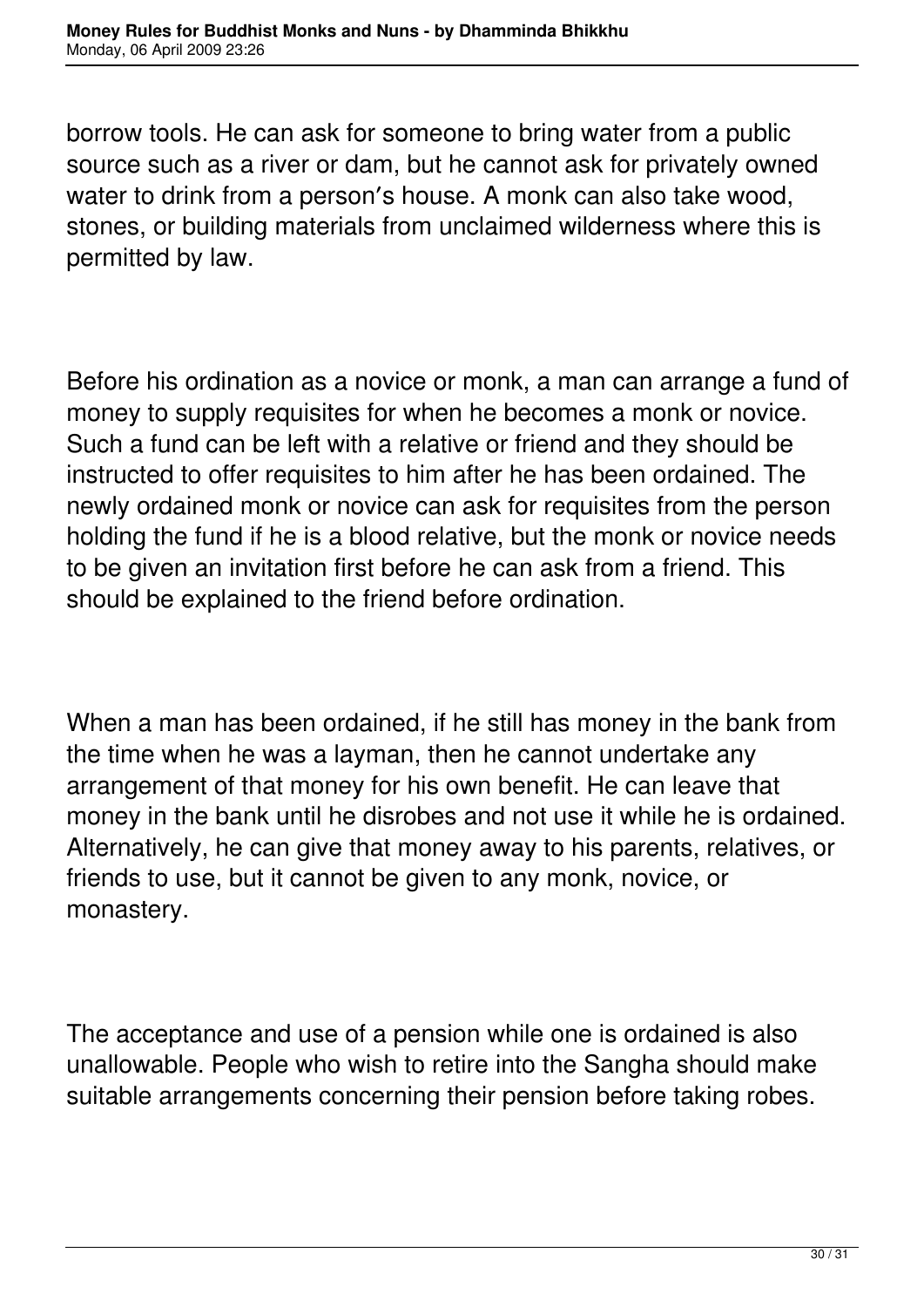borrow tools. He can ask for someone to bring water from a public source such as a river or dam, but he cannot ask for privately owned water to drink from a person's house. A monk can also take wood, stones, or building materials from unclaimed wilderness where this is permitted by law.

Before his ordination as a novice or monk, a man can arrange a fund of money to supply requisites for when he becomes a monk or novice. Such a fund can be left with a relative or friend and they should be instructed to offer requisites to him after he has been ordained. The newly ordained monk or novice can ask for requisites from the person holding the fund if he is a blood relative, but the monk or novice needs to be given an invitation first before he can ask from a friend. This should be explained to the friend before ordination.

When a man has been ordained, if he still has money in the bank from the time when he was a layman, then he cannot undertake any arrangement of that money for his own benefit. He can leave that money in the bank until he disrobes and not use it while he is ordained. Alternatively, he can give that money away to his parents, relatives, or friends to use, but it cannot be given to any monk, novice, or monastery.

The acceptance and use of a pension while one is ordained is also unallowable. People who wish to retire into the Sangha should make suitable arrangements concerning their pension before taking robes.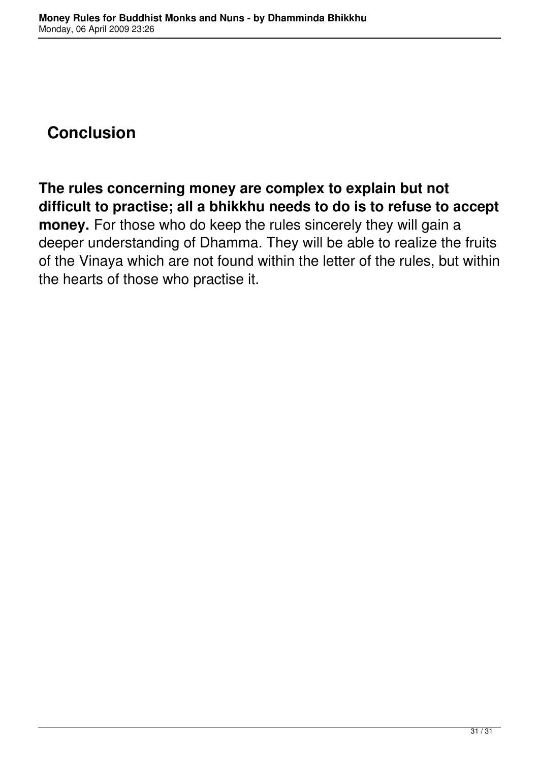## Conclusion

**The rules concerning money are complex to explain but not difficult to practise; all a bhikkhu needs to do is to refuse to accept money.** For those who do keep the rules sincerely they will gain a deeper understanding of Dhamma. They will be able to realize the fruits of the Vinaya which are not found within the letter of the rules, but within the hearts of those who practise it.